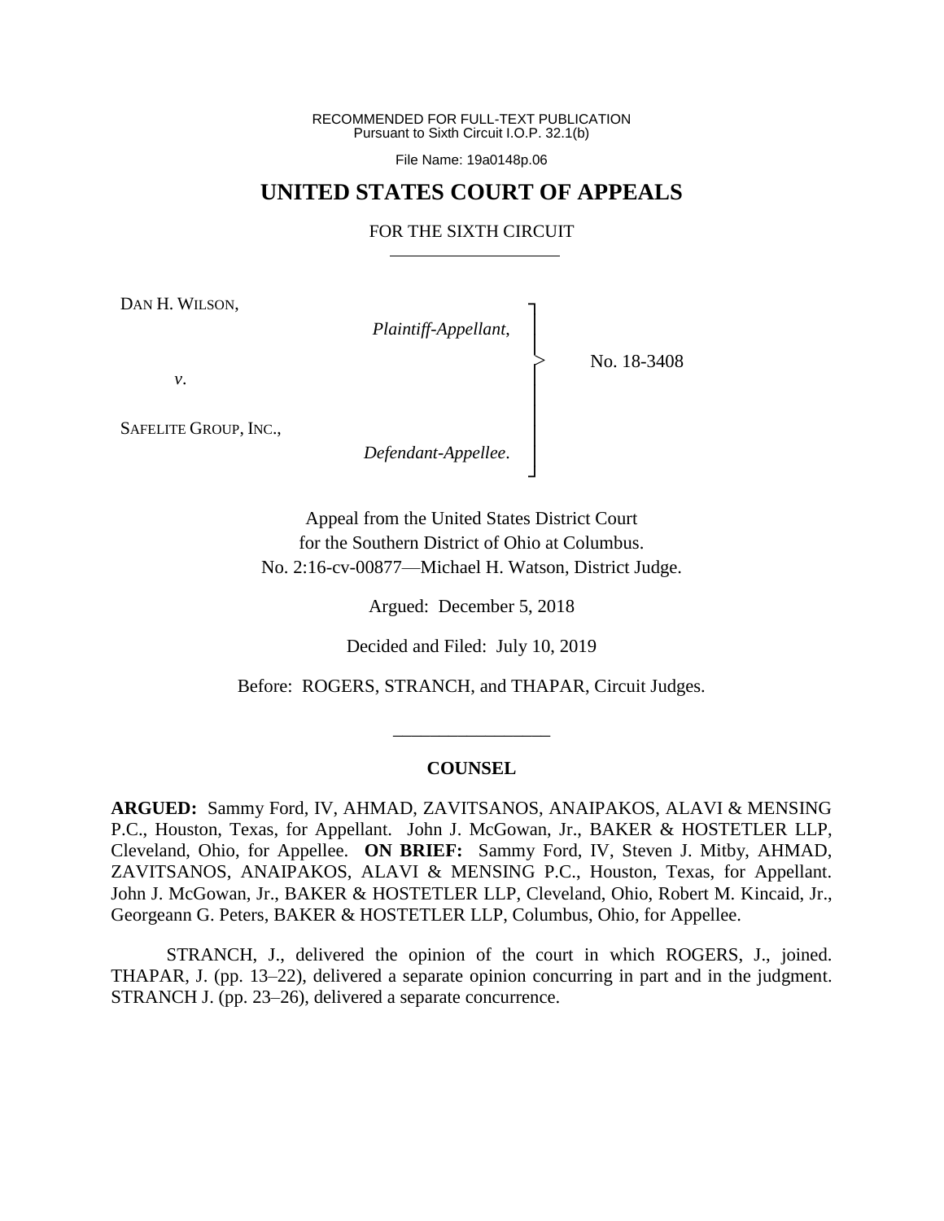RECOMMENDED FOR FULL-TEXT PUBLICATION
Pursuant to Sixth Circuit I.O.P. 32.1(b)

File Name: 19a0148p.06

# UNITED STATES COURT OF APPEALS

## FOR THE SIXTH CIRCUIT

DAN H. WILSON,

*Plaintiff-Appellant*,

*v*.

SAFELITE GROUP, INC.,

*Defendant-Appellee*.

No. 18-3408

Appeal from the United States District Court
for the Southern District of Ohio at Columbus.
No. 2:16-cv-00877—Michael H. Watson, District Judge.

Argued: December 5, 2018

Decided and Filed: July 10, 2019

Before: ROGERS, STRANCH, and THAPAR, Circuit Judges.

---

**COUNSEL**

**ARGUED:** Sammy Ford, IV, AHMAD, ZAVITSANOS, ANAIPAKOS, ALAVI & MENSING P.C., Houston, Texas, for Appellant. John J. McGowan, Jr., BAKER & HOSTETLER LLP, Cleveland, Ohio, for Appellee. **ON BRIEF:** Sammy Ford, IV, Steven J. Mitby, AHMAD, ZAVITSANOS, ANAIPAKOS, ALAVI & MENSING P.C., Houston, Texas, for Appellant. John J. McGowan, Jr., BAKER & HOSTETLER LLP, Cleveland, Ohio, Robert M. Kincaid, Jr., Georgeann G. Peters, BAKER & HOSTETLER LLP, Columbus, Ohio, for Appellee.

STRANCH, J., delivered the opinion of the court in which ROGERS, J., joined. THAPAR, J. (pp. 13–22), delivered a separate opinion concurring in part and in the judgment. STRANCH J. (pp. 23–26), delivered a separate concurrence.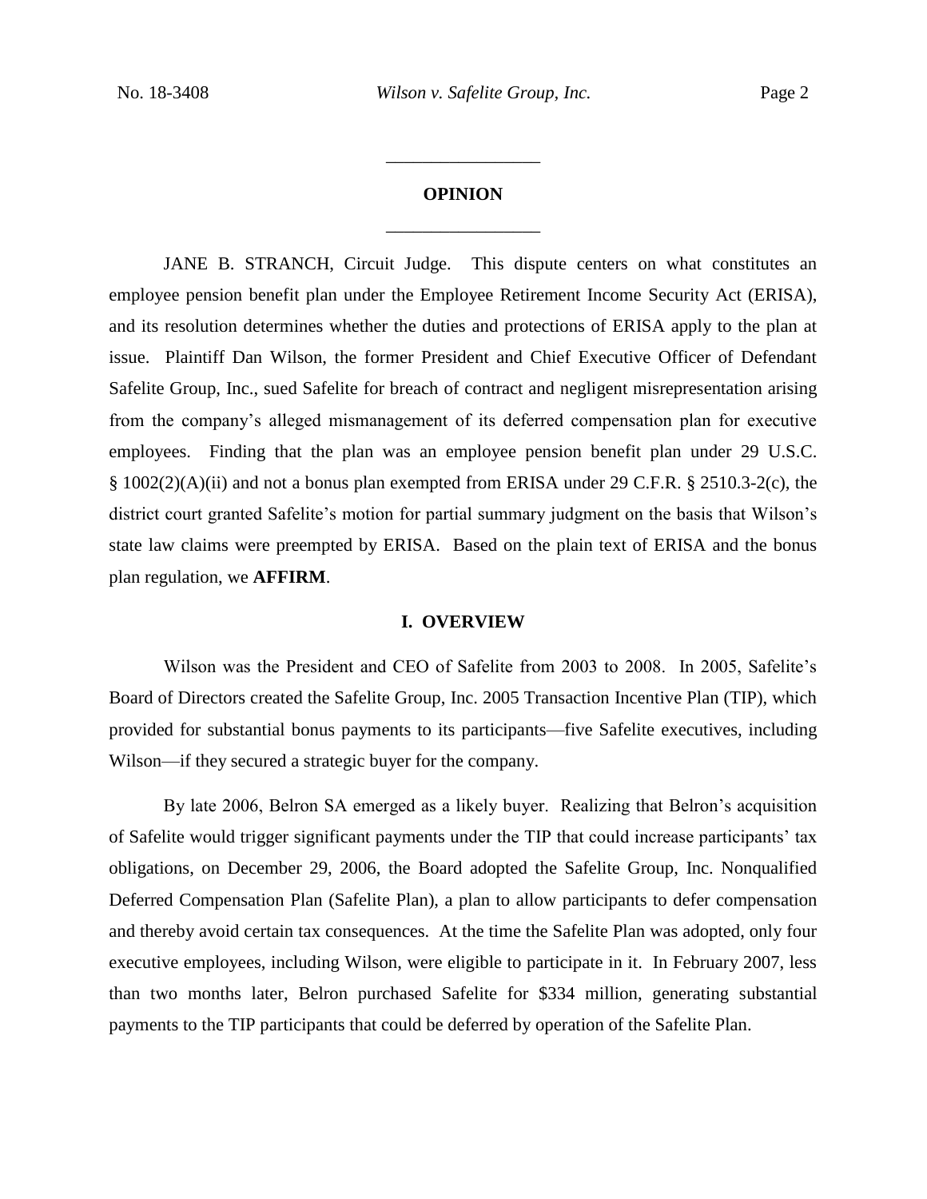## OPINION

JANE B. STRANCH, Circuit Judge. This dispute centers on what constitutes an employee pension benefit plan under the Employee Retirement Income Security Act (ERISA), and its resolution determines whether the duties and protections of ERISA apply to the plan at issue. Plaintiff Dan Wilson, the former President and Chief Executive Officer of Defendant Safelite Group, Inc., sued Safelite for breach of contract and negligent misrepresentation arising from the company's alleged mismanagement of its deferred compensation plan for executive employees. Finding that the plan was an employee pension benefit plan under 29 U.S.C. § 1002(2)(A)(ii) and not a bonus plan exempted from ERISA under 29 C.F.R. § 2510.3-2(c), the district court granted Safelite's motion for partial summary judgment on the basis that Wilson's state law claims were preempted by ERISA. Based on the plain text of ERISA and the bonus plan regulation, we **AFFIRM**.

## I. OVERVIEW

Wilson was the President and CEO of Safelite from 2003 to 2008. In 2005, Safelite's Board of Directors created the Safelite Group, Inc. 2005 Transaction Incentive Plan (TIP), which provided for substantial bonus payments to its participants—five Safelite executives, including Wilson—if they secured a strategic buyer for the company.

By late 2006, Belron SA emerged as a likely buyer. Realizing that Belron's acquisition of Safelite would trigger significant payments under the TIP that could increase participants' tax obligations, on December 29, 2006, the Board adopted the Safelite Group, Inc. Nonqualified Deferred Compensation Plan (Safelite Plan), a plan to allow participants to defer compensation and thereby avoid certain tax consequences. At the time the Safelite Plan was adopted, only four executive employees, including Wilson, were eligible to participate in it. In February 2007, less than two months later, Belron purchased Safelite for $334 million, generating substantial payments to the TIP participants that could be deferred by operation of the Safelite Plan.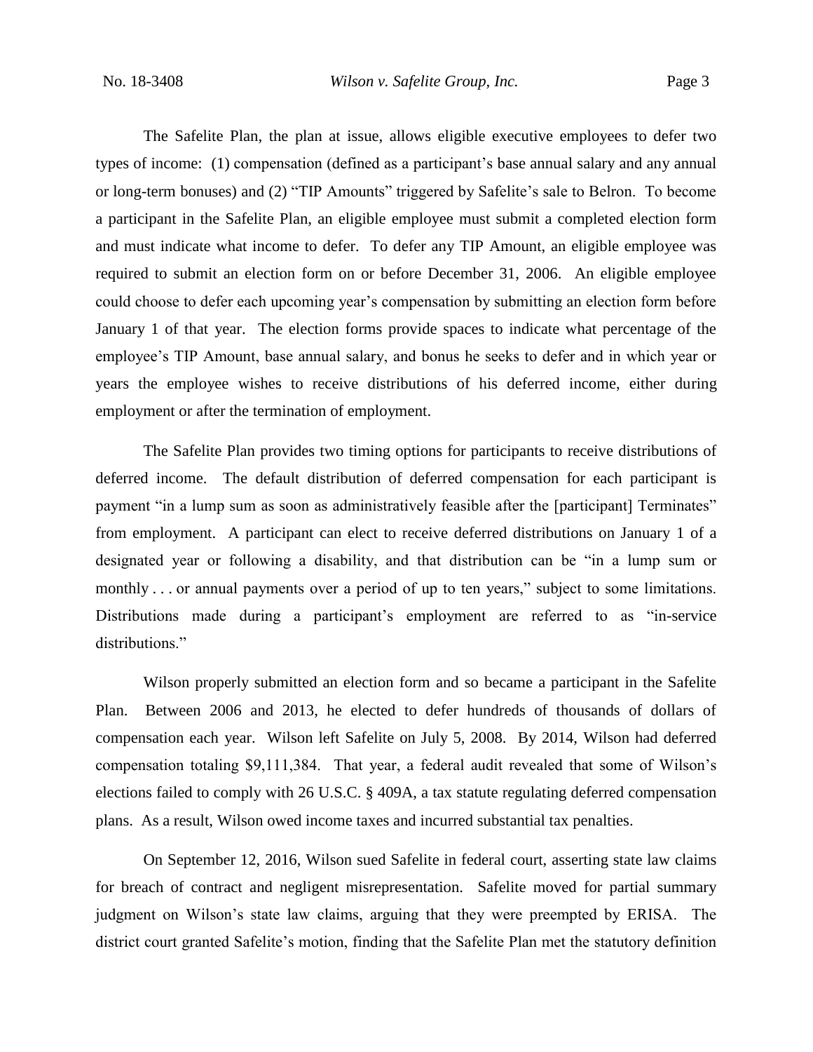The Safelite Plan, the plan at issue, allows eligible executive employees to defer two types of income: (1) compensation (defined as a participant's base annual salary and any annual or long-term bonuses) and (2) "TIP Amounts" triggered by Safelite's sale to Belron. To become a participant in the Safelite Plan, an eligible employee must submit a completed election form and must indicate what income to defer. To defer any TIP Amount, an eligible employee was required to submit an election form on or before December 31, 2006. An eligible employee could choose to defer each upcoming year's compensation by submitting an election form before January 1 of that year. The election forms provide spaces to indicate what percentage of the employee's TIP Amount, base annual salary, and bonus he seeks to defer and in which year or years the employee wishes to receive distributions of his deferred income, either during employment or after the termination of employment.

The Safelite Plan provides two timing options for participants to receive distributions of deferred income. The default distribution of deferred compensation for each participant is payment "in a lump sum as soon as administratively feasible after the [participant] Terminates" from employment. A participant can elect to receive deferred distributions on January 1 of a designated year or following a disability, and that distribution can be "in a lump sum or monthly . . . or annual payments over a period of up to ten years," subject to some limitations. Distributions made during a participant's employment are referred to as "in-service distributions."

Wilson properly submitted an election form and so became a participant in the Safelite Plan. Between 2006 and 2013, he elected to defer hundreds of thousands of dollars of compensation each year. Wilson left Safelite on July 5, 2008. By 2014, Wilson had deferred compensation totaling $9,111,384. That year, a federal audit revealed that some of Wilson's elections failed to comply with 26 U.S.C. § 409A, a tax statute regulating deferred compensation plans. As a result, Wilson owed income taxes and incurred substantial tax penalties.

On September 12, 2016, Wilson sued Safelite in federal court, asserting state law claims for breach of contract and negligent misrepresentation. Safelite moved for partial summary judgment on Wilson's state law claims, arguing that they were preempted by ERISA. The district court granted Safelite's motion, finding that the Safelite Plan met the statutory definition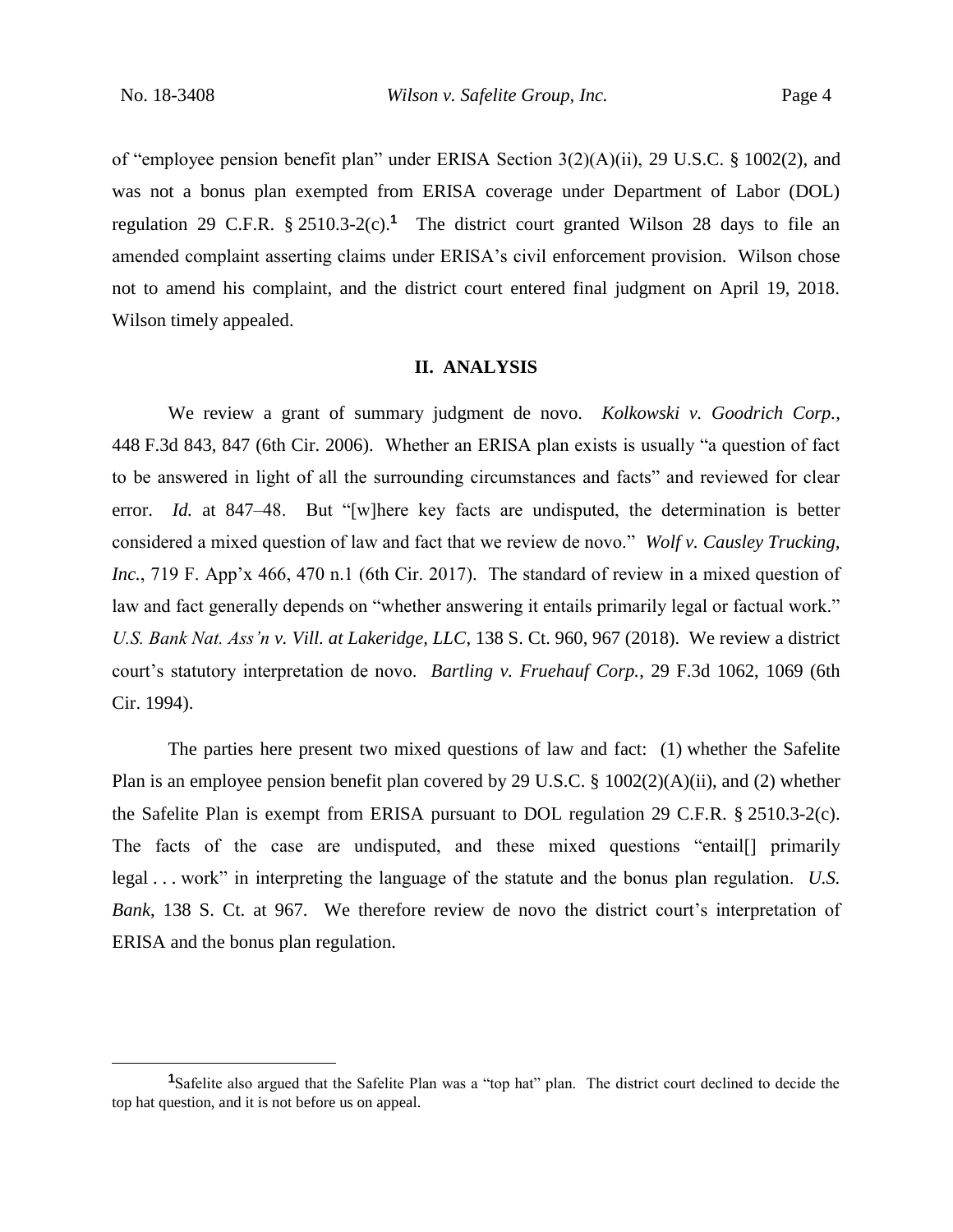of "employee pension benefit plan" under ERISA Section 3(2)(A)(ii), 29 U.S.C. § 1002(2), and was not a bonus plan exempted from ERISA coverage under Department of Labor (DOL) regulation 29 C.F.R. § 2510.3-2(c).[1] The district court granted Wilson 28 days to file an amended complaint asserting claims under ERISA's civil enforcement provision. Wilson chose not to amend his complaint, and the district court entered final judgment on April 19, 2018. Wilson timely appealed.

## II. ANALYSIS

We review a grant of summary judgment de novo. *Kolkowski v. Goodrich Corp.*, 448 F.3d 843, 847 (6th Cir. 2006). Whether an ERISA plan exists is usually "a question of fact to be answered in light of all the surrounding circumstances and facts" and reviewed for clear error. *Id.* at 847–48. But "[w]here key facts are undisputed, the determination is better considered a mixed question of law and fact that we review de novo." *Wolf v. Causley Trucking, Inc.*, 719 F. App'x 466, 470 n.1 (6th Cir. 2017). The standard of review in a mixed question of law and fact generally depends on "whether answering it entails primarily legal or factual work." *U.S. Bank Nat. Ass'n v. Vill. at Lakeridge, LLC*, 138 S. Ct. 960, 967 (2018). We review a district court's statutory interpretation de novo. *Bartling v. Fruehauf Corp.*, 29 F.3d 1062, 1069 (6th Cir. 1994).

The parties here present two mixed questions of law and fact: (1) whether the Safelite Plan is an employee pension benefit plan covered by 29 U.S.C. § 1002(2)(A)(ii), and (2) whether the Safelite Plan is exempt from ERISA pursuant to DOL regulation 29 C.F.R. § 2510.3-2(c). The facts of the case are undisputed, and these mixed questions "entail[] primarily legal . . . work" in interpreting the language of the statute and the bonus plan regulation. *U.S. Bank*, 138 S. Ct. at 967. We therefore review de novo the district court's interpretation of ERISA and the bonus plan regulation.

---

[1] Safelite also argued that the Safelite Plan was a "top hat" plan. The district court declined to decide the top hat question, and it is not before us on appeal.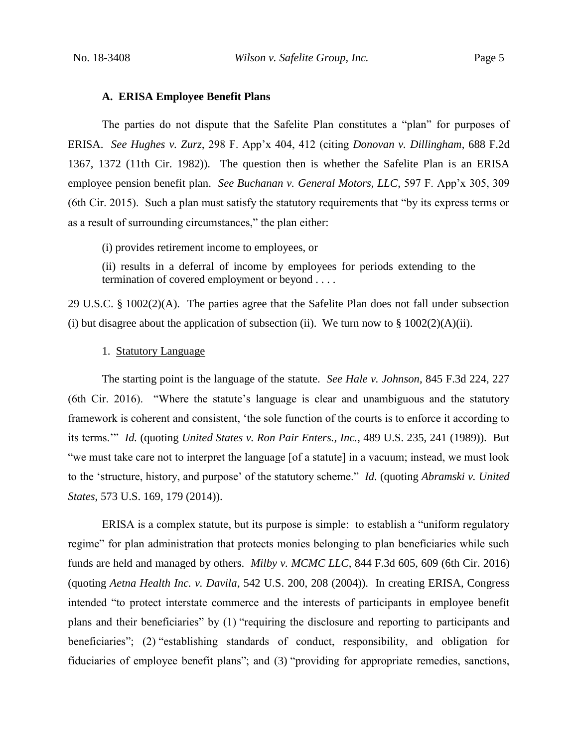### A. ERISA Employee Benefit Plans

The parties do not dispute that the Safelite Plan constitutes a "plan" for purposes of ERISA. *See Hughes v. Zurz*, 298 F. App'x 404, 412 (citing *Donovan v. Dillingham*, 688 F.2d 1367, 1372 (11th Cir. 1982)). The question then is whether the Safelite Plan is an ERISA employee pension benefit plan. *See Buchanan v. General Motors, LLC*, 597 F. App'x 305, 309 (6th Cir. 2015). Such a plan must satisfy the statutory requirements that "by its express terms or as a result of surrounding circumstances," the plan either:

> (i) provides retirement income to employees, or
>
> (ii) results in a deferral of income by employees for periods extending to the termination of covered employment or beyond . . . .

29 U.S.C. § 1002(2)(A). The parties agree that the Safelite Plan does not fall under subsection (i) but disagree about the application of subsection (ii). We turn now to § 1002(2)(A)(ii).

#### 1. <u>Statutory Language</u>

The starting point is the language of the statute. *See Hale v. Johnson*, 845 F.3d 224, 227 (6th Cir. 2016). "Where the statute's language is clear and unambiguous and the statutory framework is coherent and consistent, 'the sole function of the courts is to enforce it according to its terms.'" *Id.* (quoting *United States v. Ron Pair Enters., Inc.*, 489 U.S. 235, 241 (1989)). But "we must take care not to interpret the language [of a statute] in a vacuum; instead, we must look to the 'structure, history, and purpose' of the statutory scheme." *Id.* (quoting *Abramski v. United States*, 573 U.S. 169, 179 (2014)).

ERISA is a complex statute, but its purpose is simple: to establish a "uniform regulatory regime" for plan administration that protects monies belonging to plan beneficiaries while such funds are held and managed by others. *Milby v. MCMC LLC*, 844 F.3d 605, 609 (6th Cir. 2016) (quoting *Aetna Health Inc. v. Davila*, 542 U.S. 200, 208 (2004)). In creating ERISA, Congress intended "to protect interstate commerce and the interests of participants in employee benefit plans and their beneficiaries" by (1) "requiring the disclosure and reporting to participants and beneficiaries"; (2) "establishing standards of conduct, responsibility, and obligation for fiduciaries of employee benefit plans"; and (3) "providing for appropriate remedies, sanctions,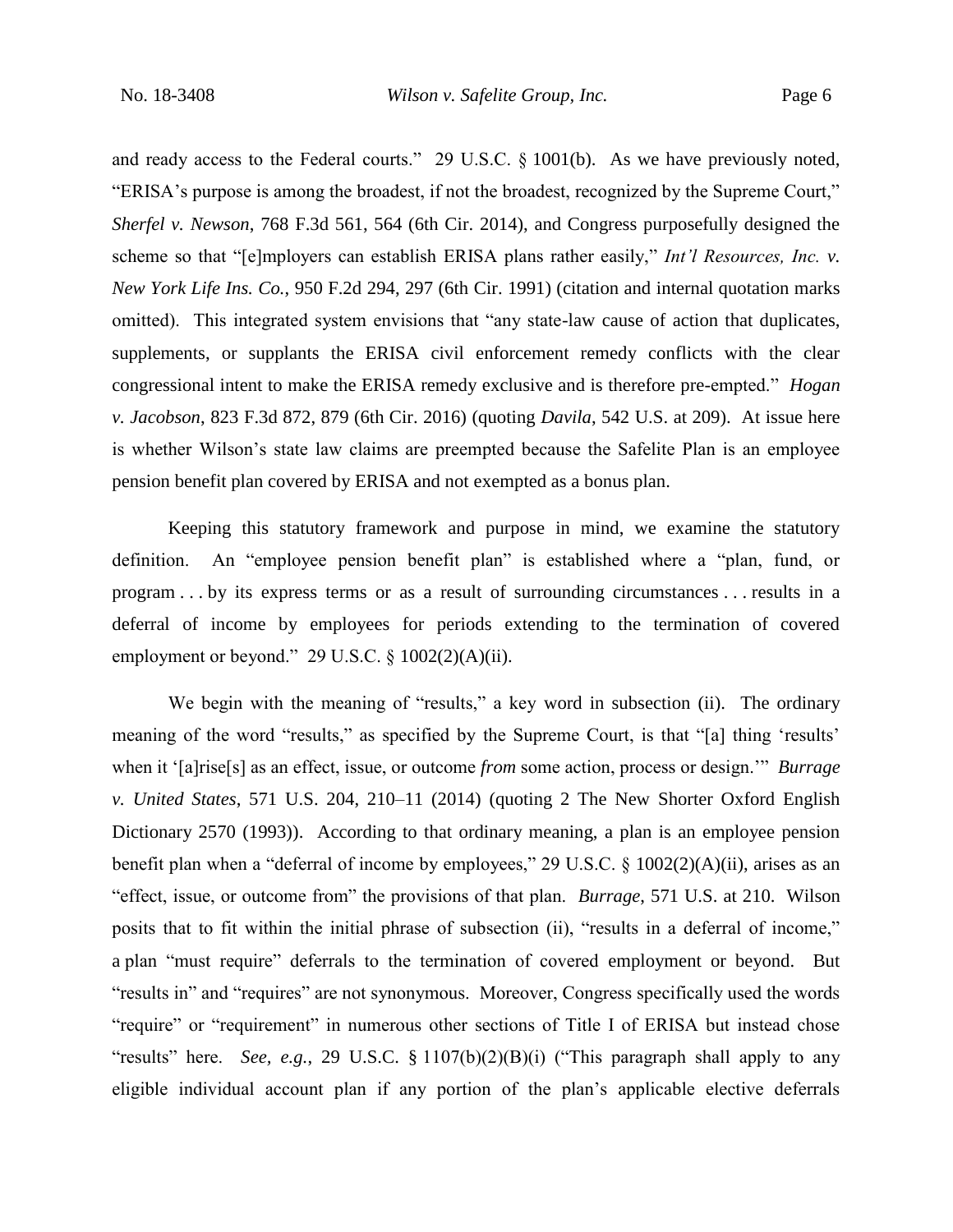and ready access to the Federal courts." 29 U.S.C. § 1001(b). As we have previously noted, "ERISA's purpose is among the broadest, if not the broadest, recognized by the Supreme Court," *Sherfel v. Newson*, 768 F.3d 561, 564 (6th Cir. 2014), and Congress purposefully designed the scheme so that "[e]mployers can establish ERISA plans rather easily," *Int'l Resources, Inc. v. New York Life Ins. Co.*, 950 F.2d 294, 297 (6th Cir. 1991) (citation and internal quotation marks omitted). This integrated system envisions that "any state-law cause of action that duplicates, supplements, or supplants the ERISA civil enforcement remedy conflicts with the clear congressional intent to make the ERISA remedy exclusive and is therefore pre-empted." *Hogan v. Jacobson*, 823 F.3d 872, 879 (6th Cir. 2016) (quoting *Davila*, 542 U.S. at 209). At issue here is whether Wilson's state law claims are preempted because the Safelite Plan is an employee pension benefit plan covered by ERISA and not exempted as a bonus plan.

Keeping this statutory framework and purpose in mind, we examine the statutory definition. An "employee pension benefit plan" is established where a "plan, fund, or program . . . by its express terms or as a result of surrounding circumstances . . . results in a deferral of income by employees for periods extending to the termination of covered employment or beyond." 29 U.S.C. § 1002(2)(A)(ii).

We begin with the meaning of "results," a key word in subsection (ii). The ordinary meaning of the word "results," as specified by the Supreme Court, is that "[a] thing 'results' when it '[a]rise[s] as an effect, issue, or outcome *from* some action, process or design.'" *Burrage v. United States*, 571 U.S. 204, 210–11 (2014) (quoting 2 The New Shorter Oxford English Dictionary 2570 (1993)). According to that ordinary meaning, a plan is an employee pension benefit plan when a "deferral of income by employees," 29 U.S.C. § 1002(2)(A)(ii), arises as an "effect, issue, or outcome from" the provisions of that plan. *Burrage*, 571 U.S. at 210. Wilson posits that to fit within the initial phrase of subsection (ii), "results in a deferral of income," a plan "must require" deferrals to the termination of covered employment or beyond. But "results in" and "requires" are not synonymous. Moreover, Congress specifically used the words "require" or "requirement" in numerous other sections of Title I of ERISA but instead chose "results" here. *See, e.g.*, 29 U.S.C. § 1107(b)(2)(B)(i) ("This paragraph shall apply to any eligible individual account plan if any portion of the plan's applicable elective deferrals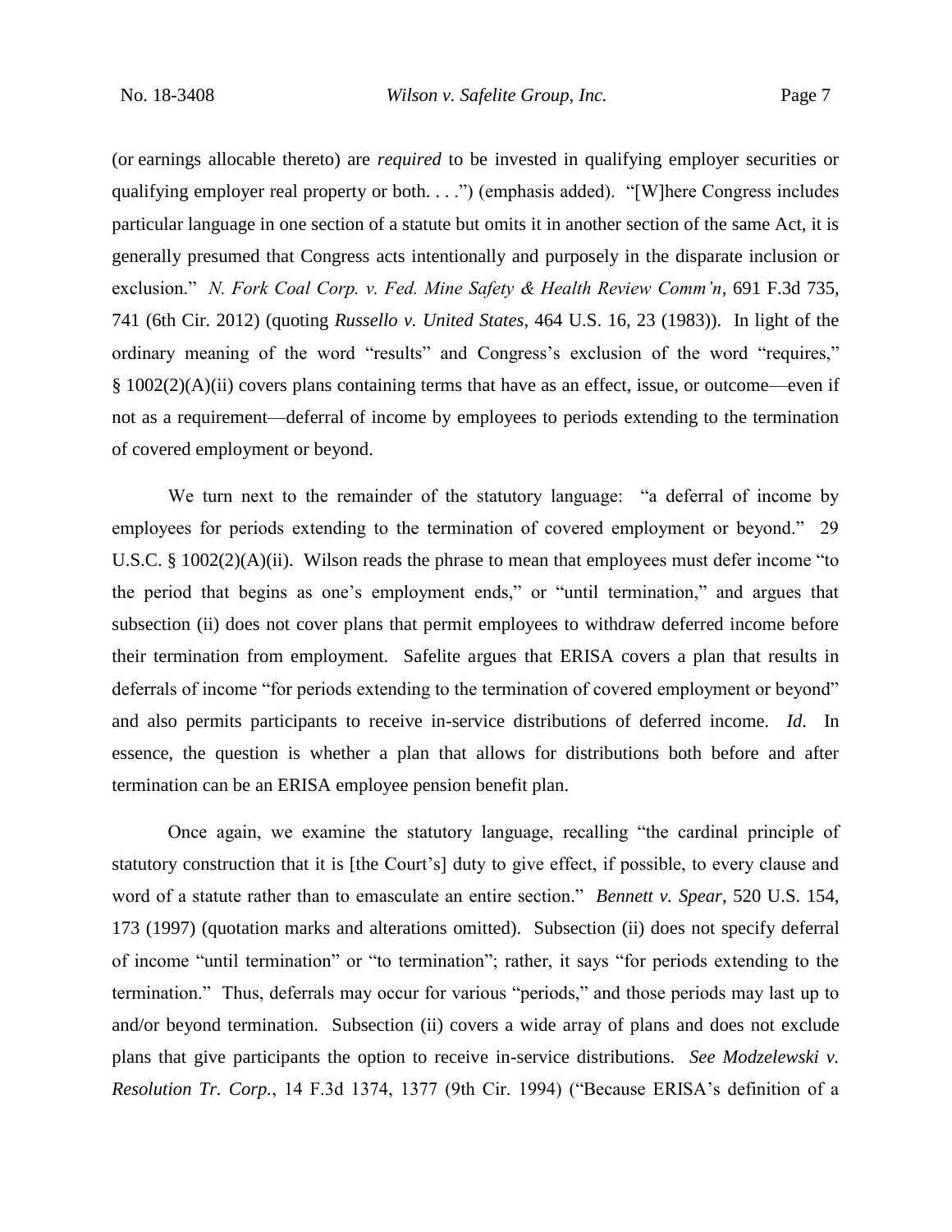(or earnings allocable thereto) are *required* to be invested in qualifying employer securities or qualifying employer real property or both. . . .") (emphasis added). "[W]here Congress includes particular language in one section of a statute but omits it in another section of the same Act, it is generally presumed that Congress acts intentionally and purposely in the disparate inclusion or exclusion." *N. Fork Coal Corp. v. Fed. Mine Safety & Health Review Comm'n*, 691 F.3d 735, 741 (6th Cir. 2012) (quoting *Russello v. United States*, 464 U.S. 16, 23 (1983)). In light of the ordinary meaning of the word "results" and Congress's exclusion of the word "requires," § 1002(2)(A)(ii) covers plans containing terms that have as an effect, issue, or outcome—even if not as a requirement—deferral of income by employees to periods extending to the termination of covered employment or beyond.

We turn next to the remainder of the statutory language: "a deferral of income by employees for periods extending to the termination of covered employment or beyond." 29 U.S.C. § 1002(2)(A)(ii). Wilson reads the phrase to mean that employees must defer income "to the period that begins as one's employment ends," or "until termination," and argues that subsection (ii) does not cover plans that permit employees to withdraw deferred income before their termination from employment. Safelite argues that ERISA covers a plan that results in deferrals of income "for periods extending to the termination of covered employment or beyond" and also permits participants to receive in-service distributions of deferred income. *Id.* In essence, the question is whether a plan that allows for distributions both before and after termination can be an ERISA employee pension benefit plan.

Once again, we examine the statutory language, recalling "the cardinal principle of statutory construction that it is [the Court's] duty to give effect, if possible, to every clause and word of a statute rather than to emasculate an entire section." *Bennett v. Spear*, 520 U.S. 154, 173 (1997) (quotation marks and alterations omitted). Subsection (ii) does not specify deferral of income "until termination" or "to termination"; rather, it says "for periods extending to the termination." Thus, deferrals may occur for various "periods," and those periods may last up to and/or beyond termination. Subsection (ii) covers a wide array of plans and does not exclude plans that give participants the option to receive in-service distributions. *See Modzelewski v. Resolution Tr. Corp.*, 14 F.3d 1374, 1377 (9th Cir. 1994) ("Because ERISA's definition of a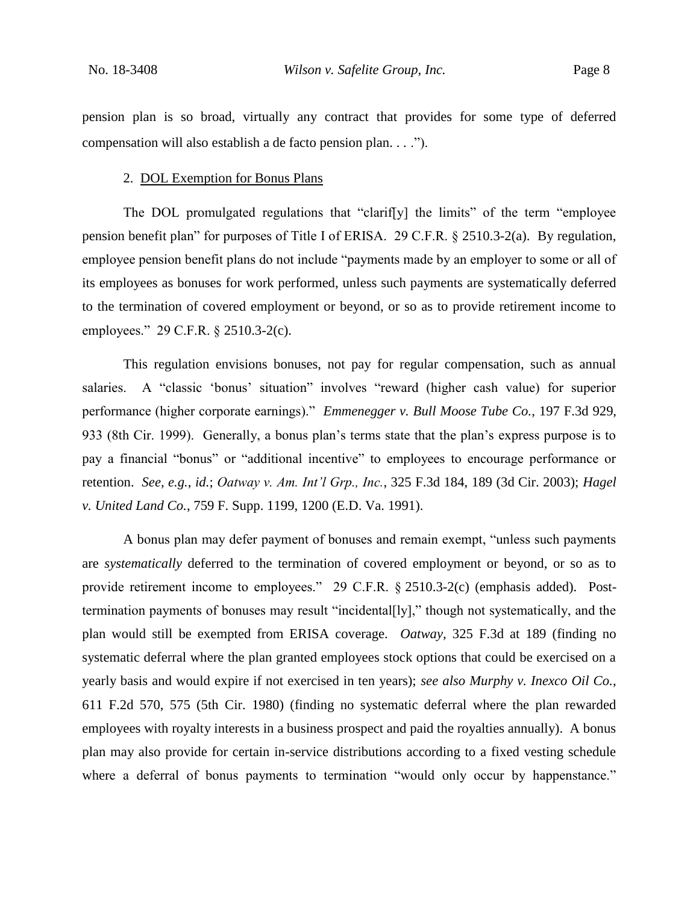pension plan is so broad, virtually any contract that provides for some type of deferred compensation will also establish a de facto pension plan. . . .").

2. <u>DOL Exemption for Bonus Plans</u>

The DOL promulgated regulations that "clarif[y] the limits" of the term "employee pension benefit plan" for purposes of Title I of ERISA. 29 C.F.R. § 2510.3-2(a). By regulation, employee pension benefit plans do not include "payments made by an employer to some or all of its employees as bonuses for work performed, unless such payments are systematically deferred to the termination of covered employment or beyond, or so as to provide retirement income to employees." 29 C.F.R. § 2510.3-2(c).

This regulation envisions bonuses, not pay for regular compensation, such as annual salaries. A "classic 'bonus' situation" involves "reward (higher cash value) for superior performance (higher corporate earnings)." *Emmenegger v. Bull Moose Tube Co.*, 197 F.3d 929, 933 (8th Cir. 1999). Generally, a bonus plan's terms state that the plan's express purpose is to pay a financial "bonus" or "additional incentive" to employees to encourage performance or retention. *See, e.g.*, *id.*; *Oatway v. Am. Int'l Grp., Inc.*, 325 F.3d 184, 189 (3d Cir. 2003); *Hagel v. United Land Co.*, 759 F. Supp. 1199, 1200 (E.D. Va. 1991).

A bonus plan may defer payment of bonuses and remain exempt, "unless such payments are *systematically* deferred to the termination of covered employment or beyond, or so as to provide retirement income to employees." 29 C.F.R. § 2510.3-2(c) (emphasis added). Post-termination payments of bonuses may result "incidental[ly]," though not systematically, and the plan would still be exempted from ERISA coverage. *Oatway*, 325 F.3d at 189 (finding no systematic deferral where the plan granted employees stock options that could be exercised on a yearly basis and would expire if not exercised in ten years); *see also Murphy v. Inexco Oil Co.*, 611 F.2d 570, 575 (5th Cir. 1980) (finding no systematic deferral where the plan rewarded employees with royalty interests in a business prospect and paid the royalties annually). A bonus plan may also provide for certain in-service distributions according to a fixed vesting schedule where a deferral of bonus payments to termination "would only occur by happenstance."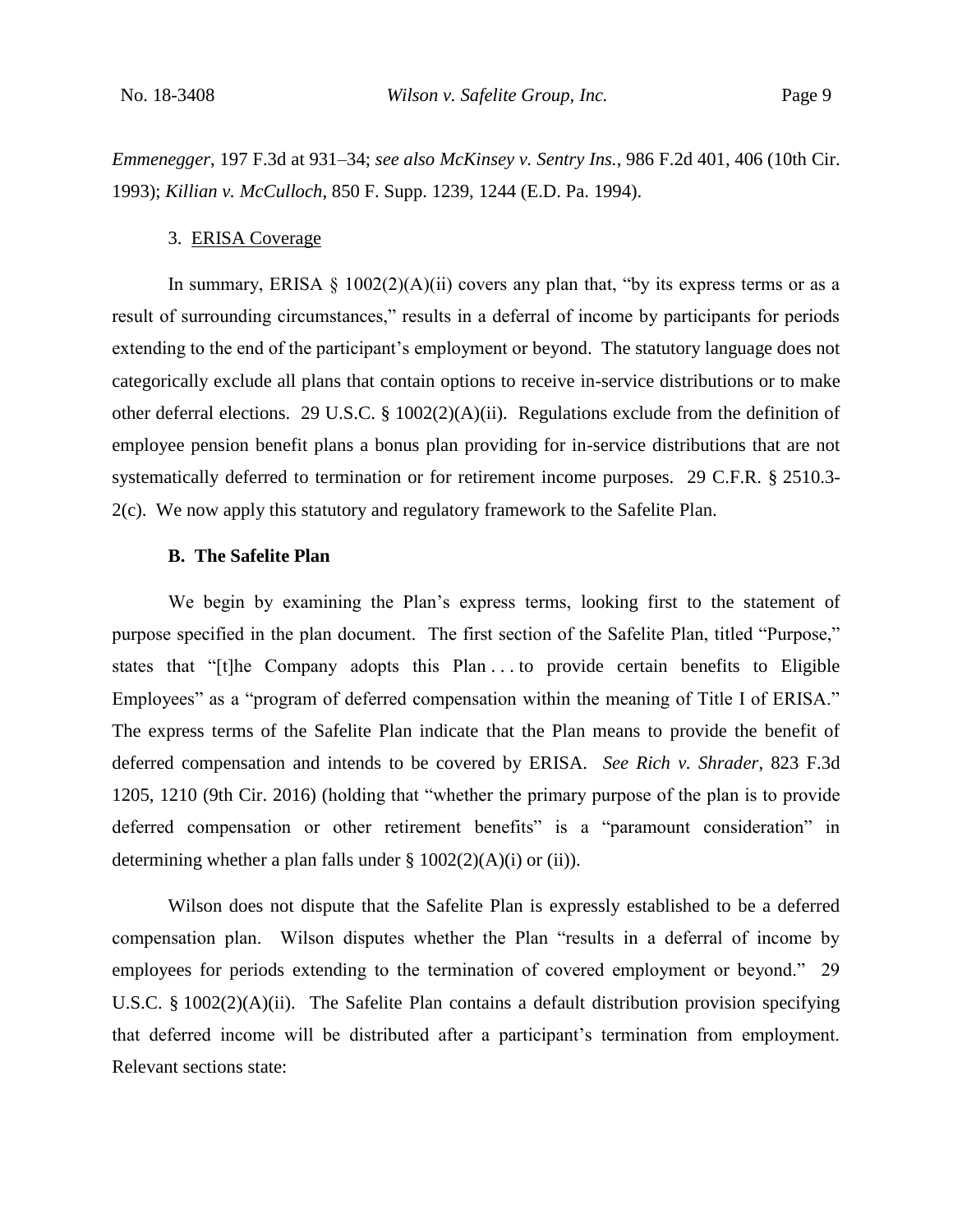*Emmenegger*, 197 F.3d at 931–34; *see also McKinsey v. Sentry Ins.*, 986 F.2d 401, 406 (10th Cir. 1993); *Killian v. McCulloch*, 850 F. Supp. 1239, 1244 (E.D. Pa. 1994).

3. ERISA Coverage

In summary, ERISA § 1002(2)(A)(ii) covers any plan that, "by its express terms or as a result of surrounding circumstances," results in a deferral of income by participants for periods extending to the end of the participant's employment or beyond. The statutory language does not categorically exclude all plans that contain options to receive in-service distributions or to make other deferral elections. 29 U.S.C. § 1002(2)(A)(ii). Regulations exclude from the definition of employee pension benefit plans a bonus plan providing for in-service distributions that are not systematically deferred to termination or for retirement income purposes. 29 C.F.R. § 2510.3-2(c). We now apply this statutory and regulatory framework to the Safelite Plan.

**B. The Safelite Plan**

We begin by examining the Plan's express terms, looking first to the statement of purpose specified in the plan document. The first section of the Safelite Plan, titled "Purpose," states that "[t]he Company adopts this Plan . . . to provide certain benefits to Eligible Employees" as a "program of deferred compensation within the meaning of Title I of ERISA." The express terms of the Safelite Plan indicate that the Plan means to provide the benefit of deferred compensation and intends to be covered by ERISA. *See Rich v. Shrader*, 823 F.3d 1205, 1210 (9th Cir. 2016) (holding that "whether the primary purpose of the plan is to provide deferred compensation or other retirement benefits" is a "paramount consideration" in determining whether a plan falls under § 1002(2)(A)(i) or (ii)).

Wilson does not dispute that the Safelite Plan is expressly established to be a deferred compensation plan. Wilson disputes whether the Plan "results in a deferral of income by employees for periods extending to the termination of covered employment or beyond." 29 U.S.C. § 1002(2)(A)(ii). The Safelite Plan contains a default distribution provision specifying that deferred income will be distributed after a participant's termination from employment. Relevant sections state: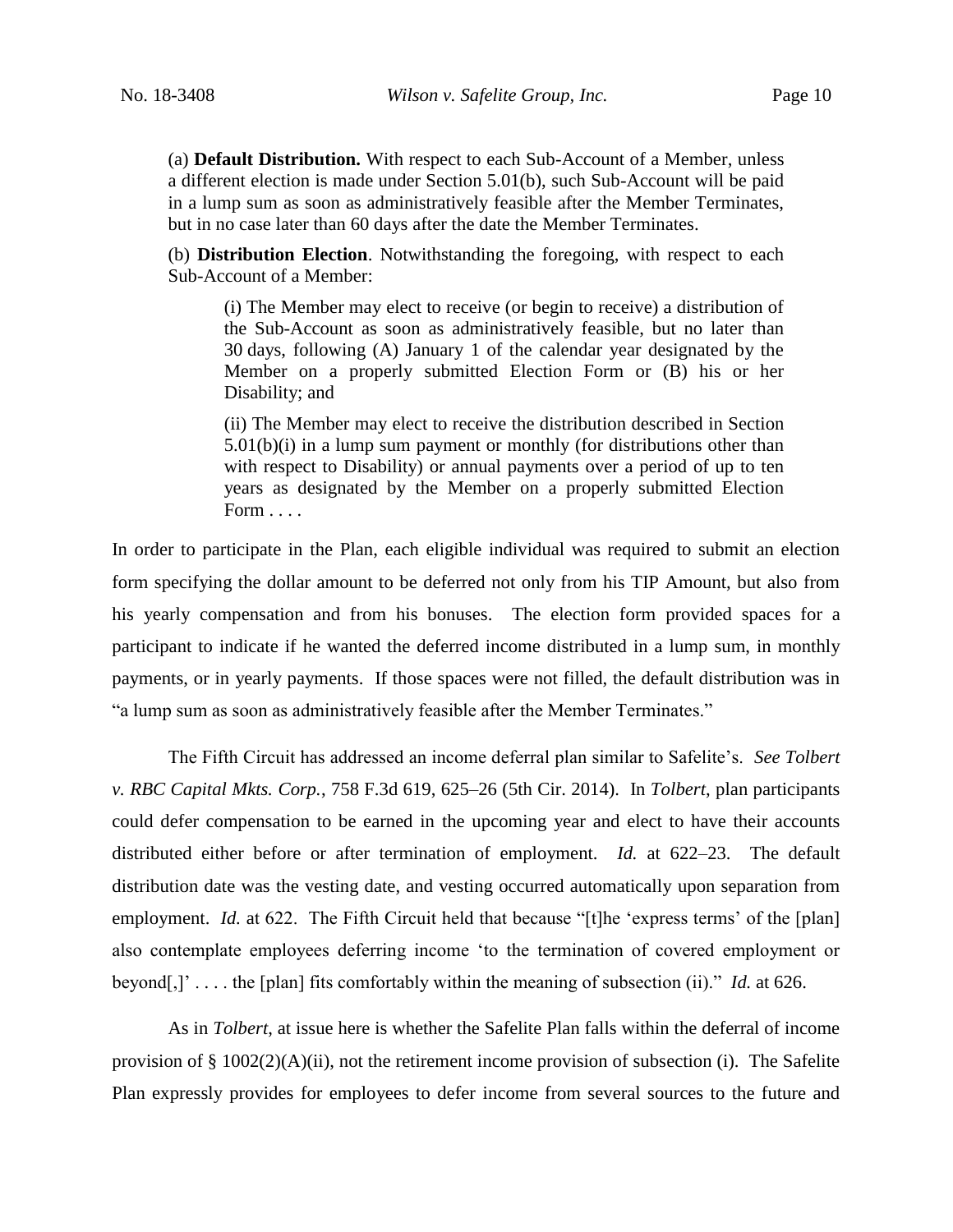> (a) **Default Distribution.** With respect to each Sub-Account of a Member, unless a different election is made under Section 5.01(b), such Sub-Account will be paid in a lump sum as soon as administratively feasible after the Member Terminates, but in no case later than 60 days after the date the Member Terminates.
>
> (b) **Distribution Election**. Notwithstanding the foregoing, with respect to each Sub-Account of a Member:
>
> > (i) The Member may elect to receive (or begin to receive) a distribution of the Sub-Account as soon as administratively feasible, but no later than 30 days, following (A) January 1 of the calendar year designated by the Member on a properly submitted Election Form or (B) his or her Disability; and
> >
> > (ii) The Member may elect to receive the distribution described in Section 5.01(b)(i) in a lump sum payment or monthly (for distributions other than with respect to Disability) or annual payments over a period of up to ten years as designated by the Member on a properly submitted Election Form . . . .

In order to participate in the Plan, each eligible individual was required to submit an election form specifying the dollar amount to be deferred not only from his TIP Amount, but also from his yearly compensation and from his bonuses. The election form provided spaces for a participant to indicate if he wanted the deferred income distributed in a lump sum, in monthly payments, or in yearly payments. If those spaces were not filled, the default distribution was in "a lump sum as soon as administratively feasible after the Member Terminates."

The Fifth Circuit has addressed an income deferral plan similar to Safelite's. *See Tolbert v. RBC Capital Mkts. Corp.*, 758 F.3d 619, 625–26 (5th Cir. 2014). In *Tolbert*, plan participants could defer compensation to be earned in the upcoming year and elect to have their accounts distributed either before or after termination of employment. *Id.* at 622–23. The default distribution date was the vesting date, and vesting occurred automatically upon separation from employment. *Id.* at 622. The Fifth Circuit held that because "[t]he 'express terms' of the [plan] also contemplate employees deferring income 'to the termination of covered employment or beyond[,]' . . . . the [plan] fits comfortably within the meaning of subsection (ii)." *Id.* at 626.

As in *Tolbert*, at issue here is whether the Safelite Plan falls within the deferral of income provision of § 1002(2)(A)(ii), not the retirement income provision of subsection (i). The Safelite Plan expressly provides for employees to defer income from several sources to the future and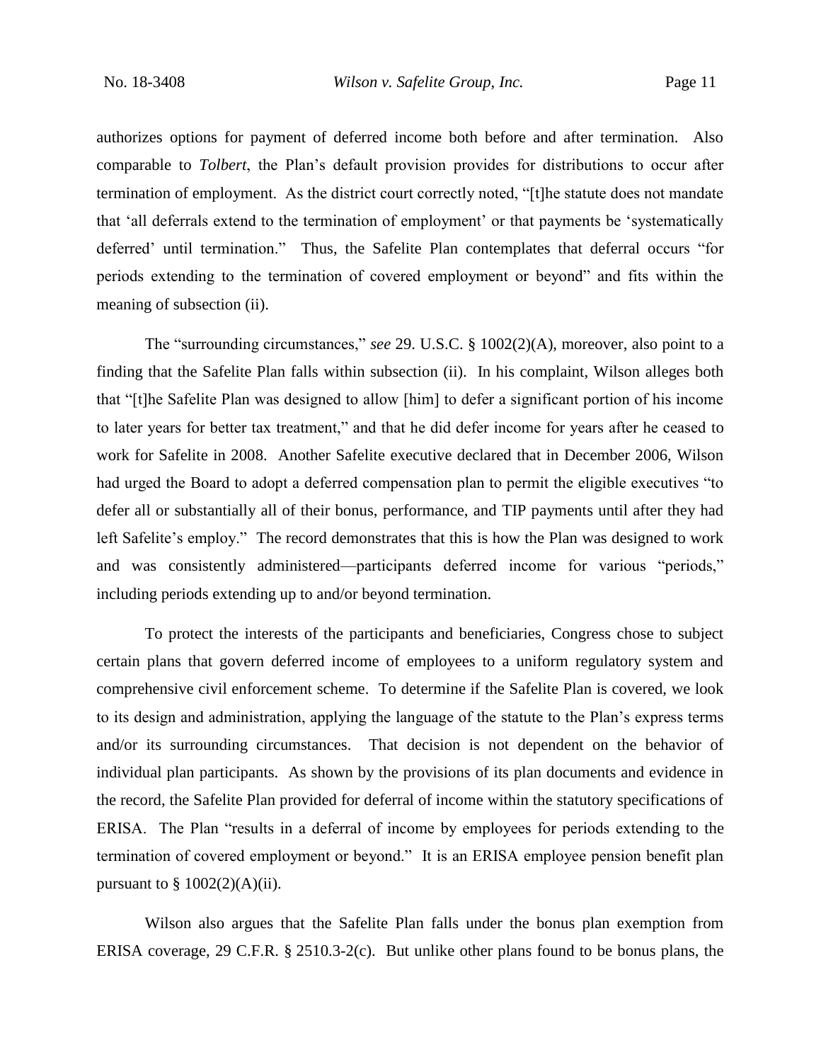authorizes options for payment of deferred income both before and after termination. Also comparable to *Tolbert*, the Plan's default provision provides for distributions to occur after termination of employment. As the district court correctly noted, "[t]he statute does not mandate that 'all deferrals extend to the termination of employment' or that payments be 'systematically deferred' until termination." Thus, the Safelite Plan contemplates that deferral occurs "for periods extending to the termination of covered employment or beyond" and fits within the meaning of subsection (ii).

The "surrounding circumstances," *see* 29. U.S.C. § 1002(2)(A), moreover, also point to a finding that the Safelite Plan falls within subsection (ii). In his complaint, Wilson alleges both that "[t]he Safelite Plan was designed to allow [him] to defer a significant portion of his income to later years for better tax treatment," and that he did defer income for years after he ceased to work for Safelite in 2008. Another Safelite executive declared that in December 2006, Wilson had urged the Board to adopt a deferred compensation plan to permit the eligible executives "to defer all or substantially all of their bonus, performance, and TIP payments until after they had left Safelite's employ." The record demonstrates that this is how the Plan was designed to work and was consistently administered—participants deferred income for various "periods," including periods extending up to and/or beyond termination.

To protect the interests of the participants and beneficiaries, Congress chose to subject certain plans that govern deferred income of employees to a uniform regulatory system and comprehensive civil enforcement scheme. To determine if the Safelite Plan is covered, we look to its design and administration, applying the language of the statute to the Plan's express terms and/or its surrounding circumstances. That decision is not dependent on the behavior of individual plan participants. As shown by the provisions of its plan documents and evidence in the record, the Safelite Plan provided for deferral of income within the statutory specifications of ERISA. The Plan "results in a deferral of income by employees for periods extending to the termination of covered employment or beyond." It is an ERISA employee pension benefit plan pursuant to § 1002(2)(A)(ii).

Wilson also argues that the Safelite Plan falls under the bonus plan exemption from ERISA coverage, 29 C.F.R. § 2510.3-2(c). But unlike other plans found to be bonus plans, the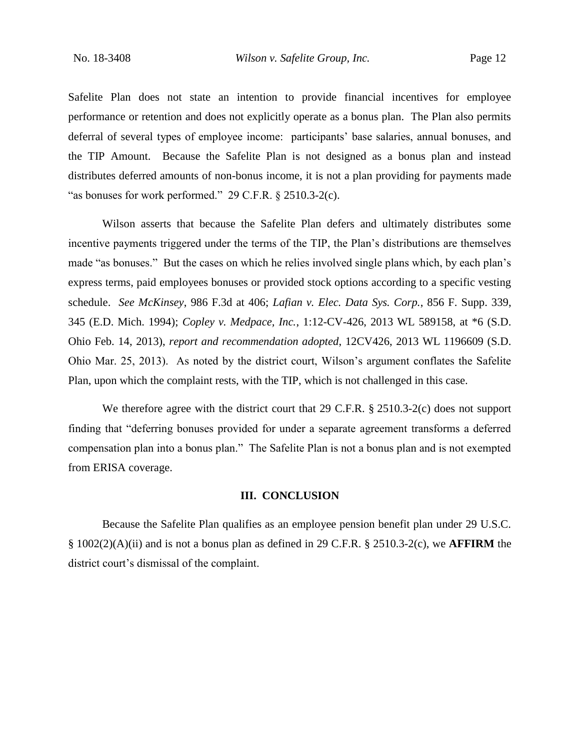Safelite Plan does not state an intention to provide financial incentives for employee performance or retention and does not explicitly operate as a bonus plan. The Plan also permits deferral of several types of employee income: participants' base salaries, annual bonuses, and the TIP Amount. Because the Safelite Plan is not designed as a bonus plan and instead distributes deferred amounts of non-bonus income, it is not a plan providing for payments made "as bonuses for work performed." 29 C.F.R. § 2510.3-2(c).

Wilson asserts that because the Safelite Plan defers and ultimately distributes some incentive payments triggered under the terms of the TIP, the Plan's distributions are themselves made "as bonuses." But the cases on which he relies involved single plans which, by each plan's express terms, paid employees bonuses or provided stock options according to a specific vesting schedule. *See McKinsey*, 986 F.3d at 406; *Lafian v. Elec. Data Sys. Corp.*, 856 F. Supp. 339, 345 (E.D. Mich. 1994); *Copley v. Medpace, Inc.*, 1:12-CV-426, 2013 WL 589158, at *6 (S.D. Ohio Feb. 14, 2013), *report and recommendation adopted*, 12CV426, 2013 WL 1196609 (S.D. Ohio Mar. 25, 2013). As noted by the district court, Wilson's argument conflates the Safelite Plan, upon which the complaint rests, with the TIP, which is not challenged in this case.

We therefore agree with the district court that 29 C.F.R. § 2510.3-2(c) does not support finding that "deferring bonuses provided for under a separate agreement transforms a deferred compensation plan into a bonus plan." The Safelite Plan is not a bonus plan and is not exempted from ERISA coverage.

## III. CONCLUSION

Because the Safelite Plan qualifies as an employee pension benefit plan under 29 U.S.C. § 1002(2)(A)(ii) and is not a bonus plan as defined in 29 C.F.R. § 2510.3-2(c), we **AFFIRM** the district court's dismissal of the complaint.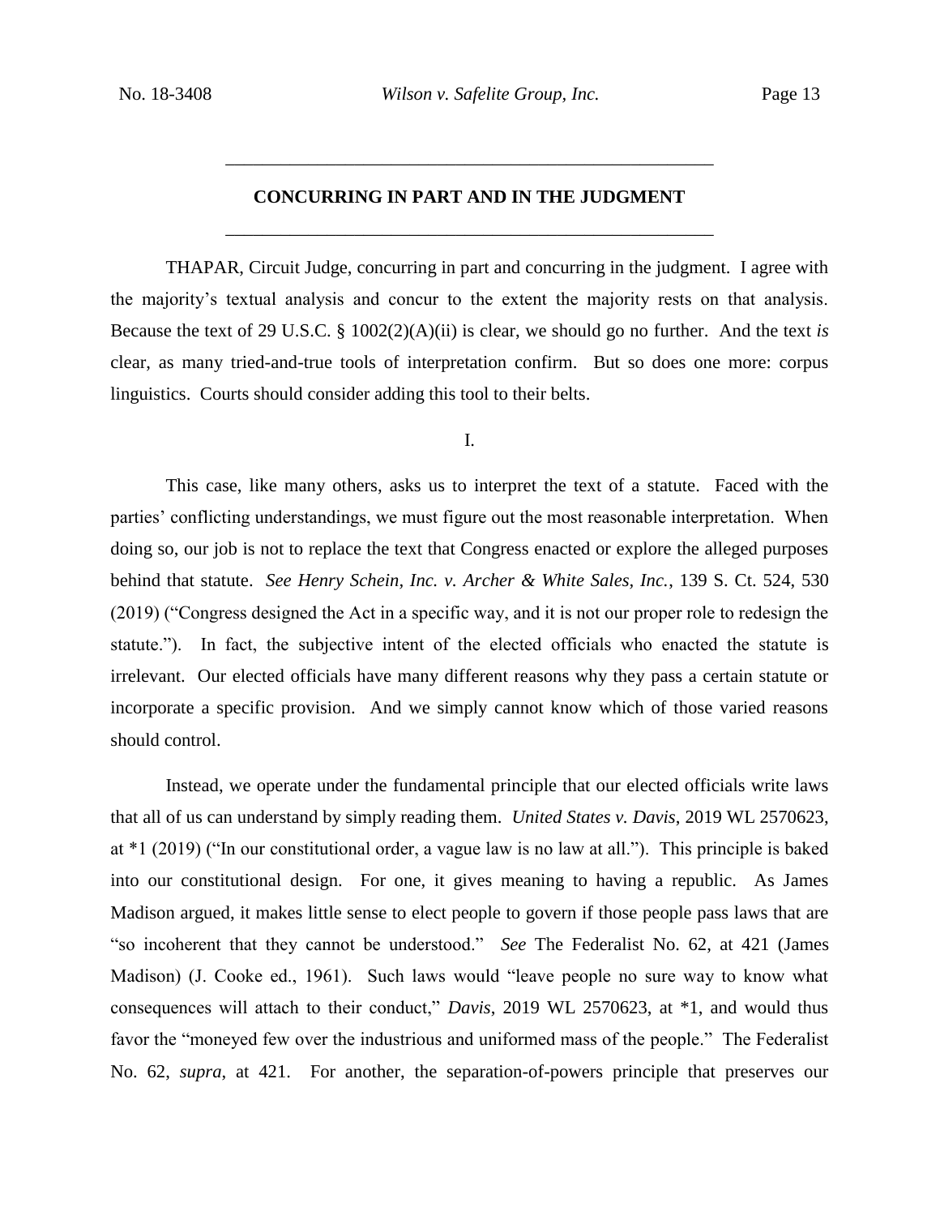## CONCURRING IN PART AND IN THE JUDGMENT

THAPAR, Circuit Judge, concurring in part and concurring in the judgment. I agree with the majority's textual analysis and concur to the extent the majority rests on that analysis. Because the text of 29 U.S.C. § 1002(2)(A)(ii) is clear, we should go no further. And the text *is* clear, as many tried-and-true tools of interpretation confirm. But so does one more: corpus linguistics. Courts should consider adding this tool to their belts.

### I.

This case, like many others, asks us to interpret the text of a statute. Faced with the parties' conflicting understandings, we must figure out the most reasonable interpretation. When doing so, our job is not to replace the text that Congress enacted or explore the alleged purposes behind that statute. *See Henry Schein, Inc. v. Archer & White Sales, Inc.*, 139 S. Ct. 524, 530 (2019) ("Congress designed the Act in a specific way, and it is not our proper role to redesign the statute."). In fact, the subjective intent of the elected officials who enacted the statute is irrelevant. Our elected officials have many different reasons why they pass a certain statute or incorporate a specific provision. And we simply cannot know which of those varied reasons should control.

Instead, we operate under the fundamental principle that our elected officials write laws that all of us can understand by simply reading them. *United States v. Davis*, 2019 WL 2570623, at *1 (2019) ("In our constitutional order, a vague law is no law at all."). This principle is baked into our constitutional design. For one, it gives meaning to having a republic. As James Madison argued, it makes little sense to elect people to govern if those people pass laws that are "so incoherent that they cannot be understood." *See* The Federalist No. 62, at 421 (James Madison) (J. Cooke ed., 1961). Such laws would "leave people no sure way to know what consequences will attach to their conduct," *Davis*, 2019 WL 2570623, at *1, and would thus favor the "moneyed few over the industrious and uniformed mass of the people." The Federalist No. 62, *supra*, at 421. For another, the separation-of-powers principle that preserves our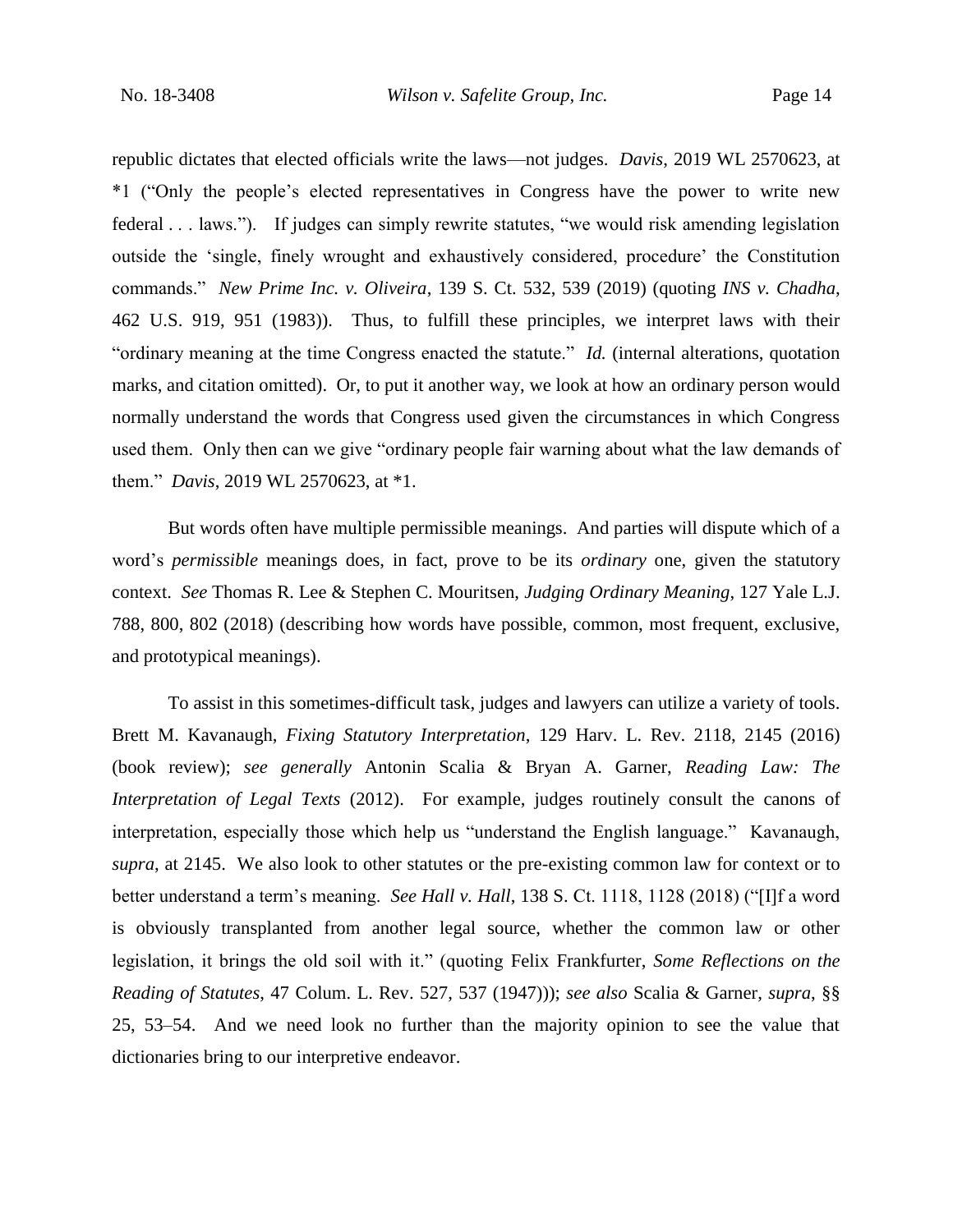republic dictates that elected officials write the laws—not judges. *Davis*, 2019 WL 2570623, at *1 ("Only the people's elected representatives in Congress have the power to write new federal . . . laws."). If judges can simply rewrite statutes, "we would risk amending legislation outside the 'single, finely wrought and exhaustively considered, procedure' the Constitution commands." *New Prime Inc. v. Oliveira*, 139 S. Ct. 532, 539 (2019) (quoting *INS v. Chadha*, 462 U.S. 919, 951 (1983)). Thus, to fulfill these principles, we interpret laws with their "ordinary meaning at the time Congress enacted the statute." *Id.* (internal alterations, quotation marks, and citation omitted). Or, to put it another way, we look at how an ordinary person would normally understand the words that Congress used given the circumstances in which Congress used them. Only then can we give "ordinary people fair warning about what the law demands of them." *Davis*, 2019 WL 2570623, at *1.

But words often have multiple permissible meanings. And parties will dispute which of a word's *permissible* meanings does, in fact, prove to be its *ordinary* one, given the statutory context. *See* Thomas R. Lee & Stephen C. Mouritsen, *Judging Ordinary Meaning*, 127 Yale L.J. 788, 800, 802 (2018) (describing how words have possible, common, most frequent, exclusive, and prototypical meanings).

To assist in this sometimes-difficult task, judges and lawyers can utilize a variety of tools. Brett M. Kavanaugh, *Fixing Statutory Interpretation*, 129 Harv. L. Rev. 2118, 2145 (2016) (book review); *see generally* Antonin Scalia & Bryan A. Garner, *Reading Law: The Interpretation of Legal Texts* (2012). For example, judges routinely consult the canons of interpretation, especially those which help us "understand the English language." Kavanaugh, *supra*, at 2145. We also look to other statutes or the pre-existing common law for context or to better understand a term's meaning. *See Hall v. Hall*, 138 S. Ct. 1118, 1128 (2018) ("[I]f a word is obviously transplanted from another legal source, whether the common law or other legislation, it brings the old soil with it." (quoting Felix Frankfurter, *Some Reflections on the Reading of Statutes*, 47 Colum. L. Rev. 527, 537 (1947))); *see also* Scalia & Garner, *supra*, §§ 25, 53–54. And we need look no further than the majority opinion to see the value that dictionaries bring to our interpretive endeavor.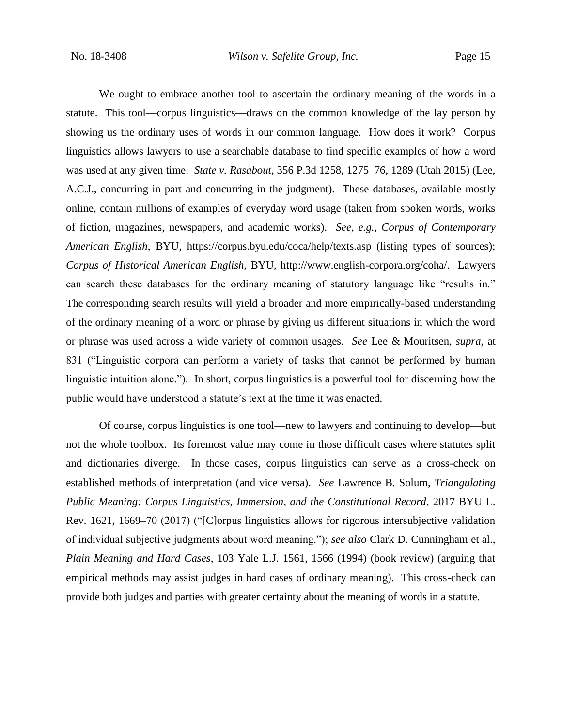We ought to embrace another tool to ascertain the ordinary meaning of the words in a statute. This tool—corpus linguistics—draws on the common knowledge of the lay person by showing us the ordinary uses of words in our common language. How does it work? Corpus linguistics allows lawyers to use a searchable database to find specific examples of how a word was used at any given time. *State v. Rasabout*, 356 P.3d 1258, 1275–76, 1289 (Utah 2015) (Lee, A.C.J., concurring in part and concurring in the judgment). These databases, available mostly online, contain millions of examples of everyday word usage (taken from spoken words, works of fiction, magazines, newspapers, and academic works). *See, e.g.*, *Corpus of Contemporary American English*, BYU, https://corpus.byu.edu/coca/help/texts.asp (listing types of sources); *Corpus of Historical American English*, BYU, http://www.english-corpora.org/coha/. Lawyers can search these databases for the ordinary meaning of statutory language like "results in." The corresponding search results will yield a broader and more empirically-based understanding of the ordinary meaning of a word or phrase by giving us different situations in which the word or phrase was used across a wide variety of common usages. *See* Lee & Mouritsen, *supra*, at 831 ("Linguistic corpora can perform a variety of tasks that cannot be performed by human linguistic intuition alone."). In short, corpus linguistics is a powerful tool for discerning how the public would have understood a statute's text at the time it was enacted.

Of course, corpus linguistics is one tool—new to lawyers and continuing to develop—but not the whole toolbox. Its foremost value may come in those difficult cases where statutes split and dictionaries diverge. In those cases, corpus linguistics can serve as a cross-check on established methods of interpretation (and vice versa). *See* Lawrence B. Solum, *Triangulating Public Meaning: Corpus Linguistics, Immersion, and the Constitutional Record*, 2017 BYU L. Rev. 1621, 1669–70 (2017) ("[C]orpus linguistics allows for rigorous intersubjective validation of individual subjective judgments about word meaning."); *see also* Clark D. Cunningham et al., *Plain Meaning and Hard Cases*, 103 Yale L.J. 1561, 1566 (1994) (book review) (arguing that empirical methods may assist judges in hard cases of ordinary meaning). This cross-check can provide both judges and parties with greater certainty about the meaning of words in a statute.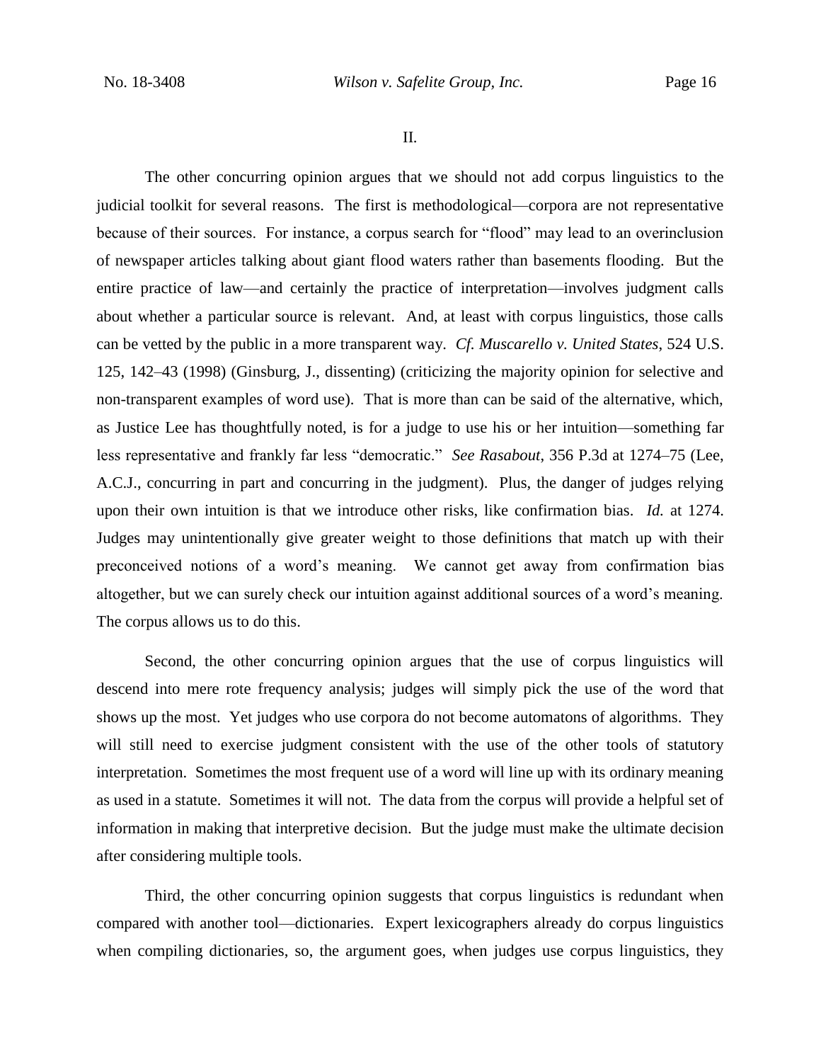II.

The other concurring opinion argues that we should not add corpus linguistics to the judicial toolkit for several reasons. The first is methodological—corpora are not representative because of their sources. For instance, a corpus search for "flood" may lead to an overinclusion of newspaper articles talking about giant flood waters rather than basements flooding. But the entire practice of law—and certainly the practice of interpretation—involves judgment calls about whether a particular source is relevant. And, at least with corpus linguistics, those calls can be vetted by the public in a more transparent way. *Cf. Muscarello v. United States*, 524 U.S. 125, 142–43 (1998) (Ginsburg, J., dissenting) (criticizing the majority opinion for selective and non-transparent examples of word use). That is more than can be said of the alternative, which, as Justice Lee has thoughtfully noted, is for a judge to use his or her intuition—something far less representative and frankly far less "democratic." *See Rasabout*, 356 P.3d at 1274–75 (Lee, A.C.J., concurring in part and concurring in the judgment). Plus, the danger of judges relying upon their own intuition is that we introduce other risks, like confirmation bias. *Id.* at 1274. Judges may unintentionally give greater weight to those definitions that match up with their preconceived notions of a word's meaning. We cannot get away from confirmation bias altogether, but we can surely check our intuition against additional sources of a word's meaning. The corpus allows us to do this.

Second, the other concurring opinion argues that the use of corpus linguistics will descend into mere rote frequency analysis; judges will simply pick the use of the word that shows up the most. Yet judges who use corpora do not become automatons of algorithms. They will still need to exercise judgment consistent with the use of the other tools of statutory interpretation. Sometimes the most frequent use of a word will line up with its ordinary meaning as used in a statute. Sometimes it will not. The data from the corpus will provide a helpful set of information in making that interpretive decision. But the judge must make the ultimate decision after considering multiple tools.

Third, the other concurring opinion suggests that corpus linguistics is redundant when compared with another tool—dictionaries. Expert lexicographers already do corpus linguistics when compiling dictionaries, so, the argument goes, when judges use corpus linguistics, they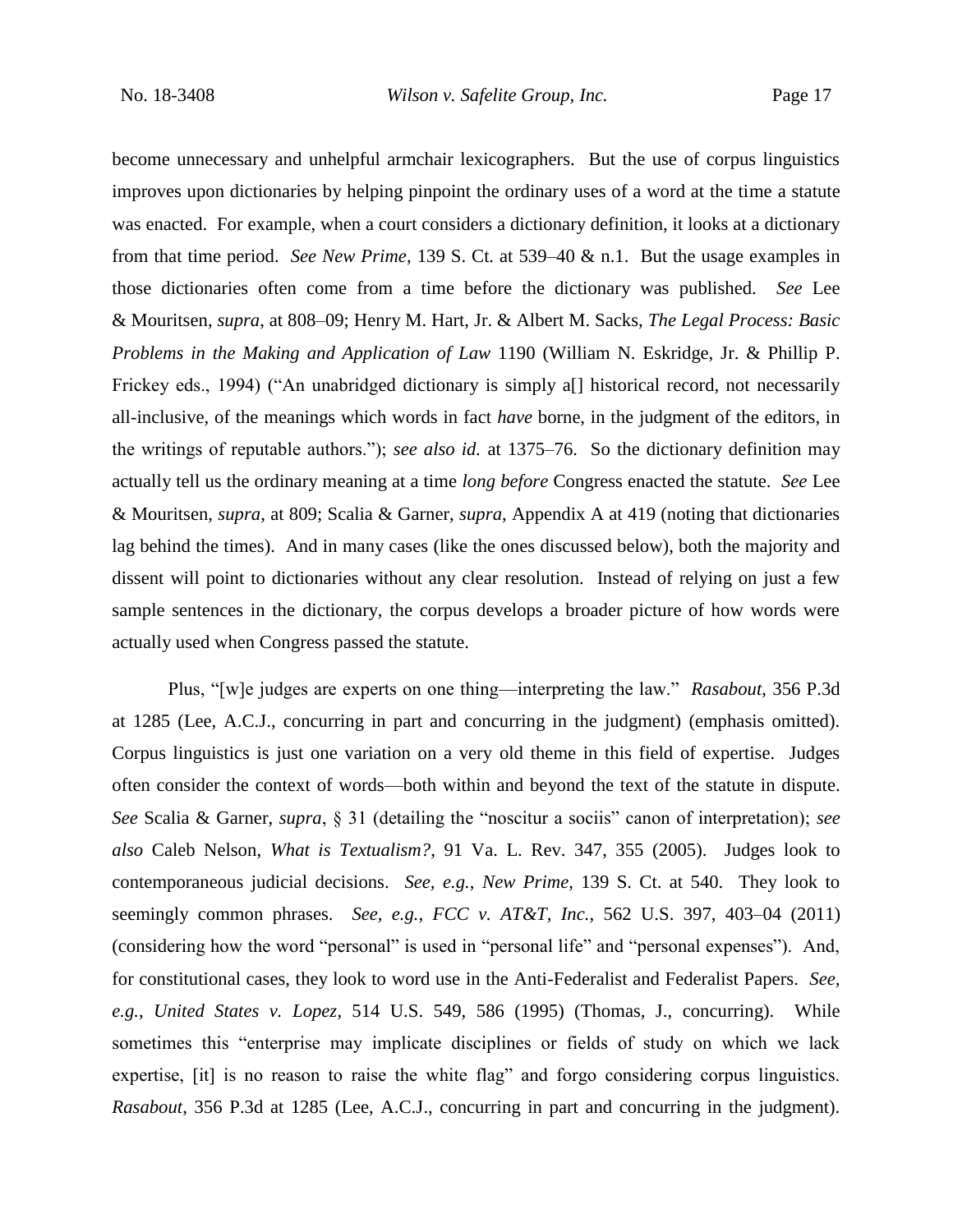become unnecessary and unhelpful armchair lexicographers. But the use of corpus linguistics improves upon dictionaries by helping pinpoint the ordinary uses of a word at the time a statute was enacted. For example, when a court considers a dictionary definition, it looks at a dictionary from that time period. *See New Prime*, 139 S. Ct. at 539–40 & n.1. But the usage examples in those dictionaries often come from a time before the dictionary was published. *See* Lee & Mouritsen, *supra*, at 808–09; Henry M. Hart, Jr. & Albert M. Sacks, *The Legal Process: Basic Problems in the Making and Application of Law* 1190 (William N. Eskridge, Jr. & Phillip P. Frickey eds., 1994) ("An unabridged dictionary is simply a[] historical record, not necessarily all-inclusive, of the meanings which words in fact *have* borne, in the judgment of the editors, in the writings of reputable authors."); *see also id.* at 1375–76. So the dictionary definition may actually tell us the ordinary meaning at a time *long before* Congress enacted the statute. *See* Lee & Mouritsen, *supra*, at 809; Scalia & Garner, *supra*, Appendix A at 419 (noting that dictionaries lag behind the times). And in many cases (like the ones discussed below), both the majority and dissent will point to dictionaries without any clear resolution. Instead of relying on just a few sample sentences in the dictionary, the corpus develops a broader picture of how words were actually used when Congress passed the statute.

Plus, "[w]e judges are experts on one thing—interpreting the law." *Rasabout*, 356 P.3d at 1285 (Lee, A.C.J., concurring in part and concurring in the judgment) (emphasis omitted). Corpus linguistics is just one variation on a very old theme in this field of expertise. Judges often consider the context of words—both within and beyond the text of the statute in dispute. *See* Scalia & Garner, *supra*, § 31 (detailing the "noscitur a sociis" canon of interpretation); *see also* Caleb Nelson, *What is Textualism?*, 91 Va. L. Rev. 347, 355 (2005). Judges look to contemporaneous judicial decisions. *See, e.g.*, *New Prime*, 139 S. Ct. at 540. They look to seemingly common phrases. *See, e.g.*, *FCC v. AT&T, Inc.*, 562 U.S. 397, 403–04 (2011) (considering how the word "personal" is used in "personal life" and "personal expenses"). And, for constitutional cases, they look to word use in the Anti-Federalist and Federalist Papers. *See, e.g.*, *United States v. Lopez*, 514 U.S. 549, 586 (1995) (Thomas, J., concurring). While sometimes this "enterprise may implicate disciplines or fields of study on which we lack expertise, [it] is no reason to raise the white flag" and forgo considering corpus linguistics. *Rasabout*, 356 P.3d at 1285 (Lee, A.C.J., concurring in part and concurring in the judgment).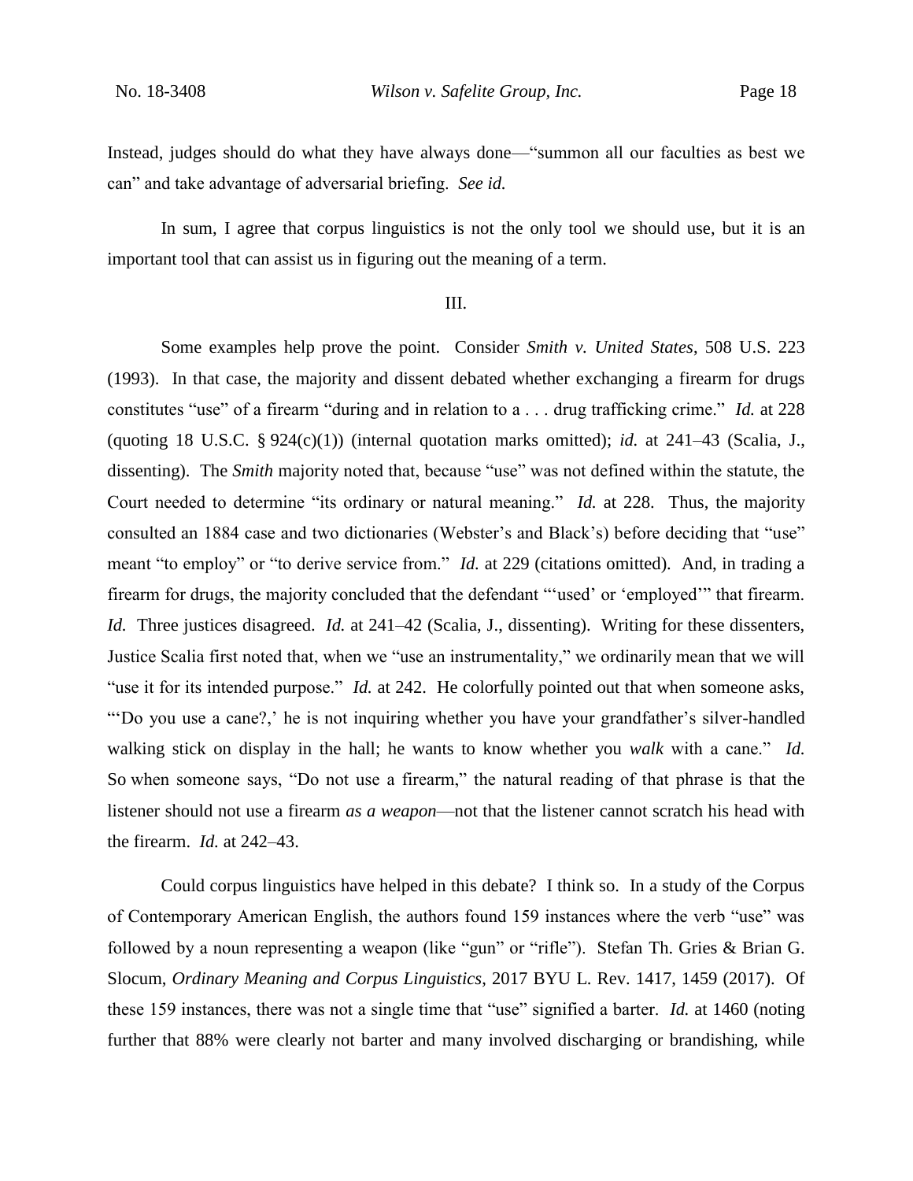Instead, judges should do what they have always done—"summon all our faculties as best we can" and take advantage of adversarial briefing. *See id.*

In sum, I agree that corpus linguistics is not the only tool we should use, but it is an important tool that can assist us in figuring out the meaning of a term.

III.

Some examples help prove the point. Consider *Smith v. United States*, 508 U.S. 223 (1993). In that case, the majority and dissent debated whether exchanging a firearm for drugs constitutes "use" of a firearm "during and in relation to a . . . drug trafficking crime." *Id.* at 228 (quoting 18 U.S.C. § 924(c)(1)) (internal quotation marks omitted); *id.* at 241–43 (Scalia, J., dissenting). The *Smith* majority noted that, because "use" was not defined within the statute, the Court needed to determine "its ordinary or natural meaning." *Id.* at 228. Thus, the majority consulted an 1884 case and two dictionaries (Webster's and Black's) before deciding that "use" meant "to employ" or "to derive service from." *Id.* at 229 (citations omitted). And, in trading a firearm for drugs, the majority concluded that the defendant "'used' or 'employed'" that firearm. *Id.* Three justices disagreed. *Id.* at 241–42 (Scalia, J., dissenting). Writing for these dissenters, Justice Scalia first noted that, when we "use an instrumentality," we ordinarily mean that we will "use it for its intended purpose." *Id.* at 242. He colorfully pointed out that when someone asks, "'Do you use a cane?,' he is not inquiring whether you have your grandfather's silver-handled walking stick on display in the hall; he wants to know whether you *walk* with a cane." *Id.* So when someone says, "Do not use a firearm," the natural reading of that phrase is that the listener should not use a firearm *as a weapon*—not that the listener cannot scratch his head with the firearm. *Id.* at 242–43.

Could corpus linguistics have helped in this debate? I think so. In a study of the Corpus of Contemporary American English, the authors found 159 instances where the verb "use" was followed by a noun representing a weapon (like "gun" or "rifle"). Stefan Th. Gries & Brian G. Slocum, *Ordinary Meaning and Corpus Linguistics*, 2017 BYU L. Rev. 1417, 1459 (2017). Of these 159 instances, there was not a single time that "use" signified a barter. *Id.* at 1460 (noting further that 88% were clearly not barter and many involved discharging or brandishing, while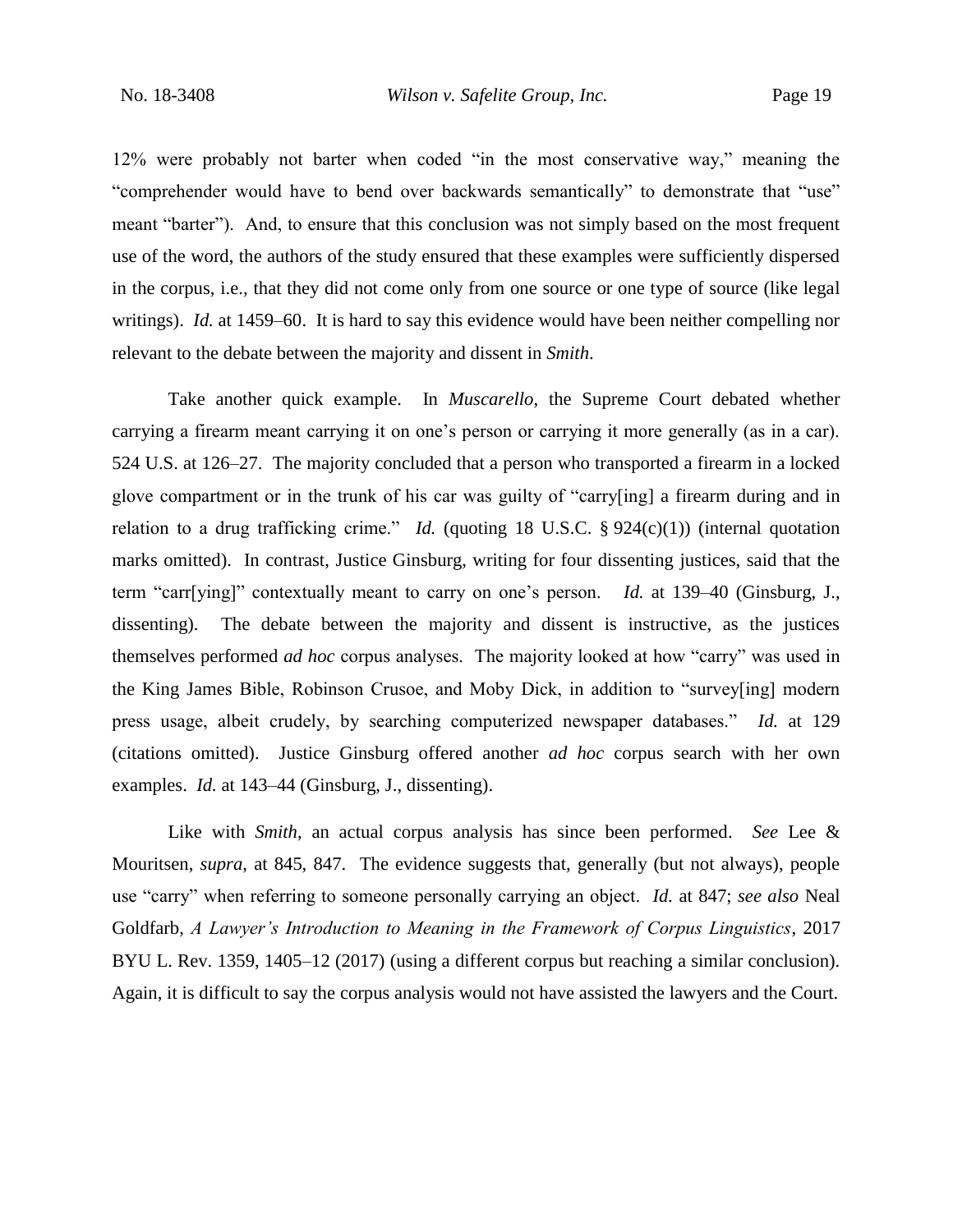12% were probably not barter when coded "in the most conservative way," meaning the "comprehender would have to bend over backwards semantically" to demonstrate that "use" meant "barter"). And, to ensure that this conclusion was not simply based on the most frequent use of the word, the authors of the study ensured that these examples were sufficiently dispersed in the corpus, i.e., that they did not come only from one source or one type of source (like legal writings). *Id.* at 1459–60. It is hard to say this evidence would have been neither compelling nor relevant to the debate between the majority and dissent in *Smith*.

Take another quick example. In *Muscarello*, the Supreme Court debated whether carrying a firearm meant carrying it on one's person or carrying it more generally (as in a car). 524 U.S. at 126–27. The majority concluded that a person who transported a firearm in a locked glove compartment or in the trunk of his car was guilty of "carry[ing] a firearm during and in relation to a drug trafficking crime." *Id.* (quoting 18 U.S.C. § 924(c)(1)) (internal quotation marks omitted). In contrast, Justice Ginsburg, writing for four dissenting justices, said that the term "carr[ying]" contextually meant to carry on one's person. *Id.* at 139–40 (Ginsburg, J., dissenting). The debate between the majority and dissent is instructive, as the justices themselves performed *ad hoc* corpus analyses. The majority looked at how "carry" was used in the King James Bible, Robinson Crusoe, and Moby Dick, in addition to "survey[ing] modern press usage, albeit crudely, by searching computerized newspaper databases." *Id.* at 129 (citations omitted). Justice Ginsburg offered another *ad hoc* corpus search with her own examples. *Id.* at 143–44 (Ginsburg, J., dissenting).

Like with *Smith*, an actual corpus analysis has since been performed. *See* Lee & Mouritsen, *supra*, at 845, 847. The evidence suggests that, generally (but not always), people use "carry" when referring to someone personally carrying an object. *Id.* at 847; *see also* Neal Goldfarb, *A Lawyer's Introduction to Meaning in the Framework of Corpus Linguistics*, 2017 BYU L. Rev. 1359, 1405–12 (2017) (using a different corpus but reaching a similar conclusion). Again, it is difficult to say the corpus analysis would not have assisted the lawyers and the Court.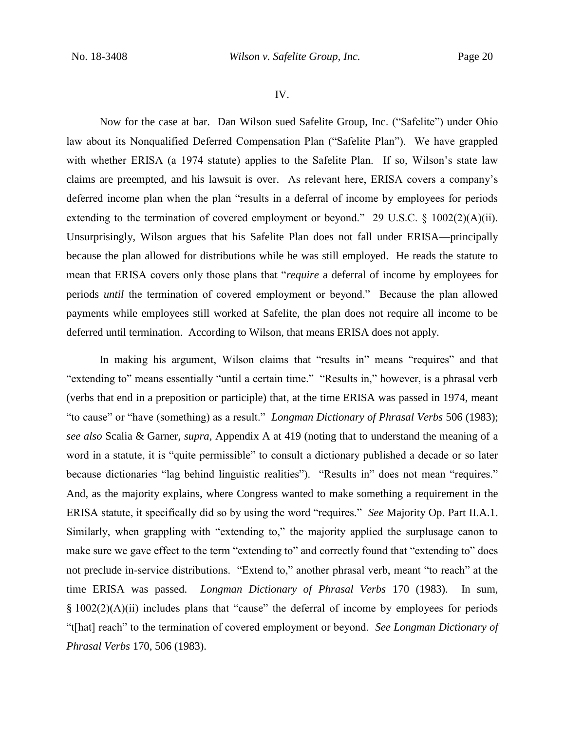IV.

Now for the case at bar. Dan Wilson sued Safelite Group, Inc. ("Safelite") under Ohio law about its Nonqualified Deferred Compensation Plan ("Safelite Plan"). We have grappled with whether ERISA (a 1974 statute) applies to the Safelite Plan. If so, Wilson's state law claims are preempted, and his lawsuit is over. As relevant here, ERISA covers a company's deferred income plan when the plan "results in a deferral of income by employees for periods extending to the termination of covered employment or beyond." 29 U.S.C. § 1002(2)(A)(ii). Unsurprisingly, Wilson argues that his Safelite Plan does not fall under ERISA—principally because the plan allowed for distributions while he was still employed. He reads the statute to mean that ERISA covers only those plans that "*require* a deferral of income by employees for periods *until* the termination of covered employment or beyond." Because the plan allowed payments while employees still worked at Safelite, the plan does not require all income to be deferred until termination. According to Wilson, that means ERISA does not apply.

In making his argument, Wilson claims that "results in" means "requires" and that "extending to" means essentially "until a certain time." "Results in," however, is a phrasal verb (verbs that end in a preposition or participle) that, at the time ERISA was passed in 1974, meant "to cause" or "have (something) as a result." *Longman Dictionary of Phrasal Verbs* 506 (1983); *see also* Scalia & Garner, *supra*, Appendix A at 419 (noting that to understand the meaning of a word in a statute, it is "quite permissible" to consult a dictionary published a decade or so later because dictionaries "lag behind linguistic realities"). "Results in" does not mean "requires." And, as the majority explains, where Congress wanted to make something a requirement in the ERISA statute, it specifically did so by using the word "requires." *See* Majority Op. Part II.A.1. Similarly, when grappling with "extending to," the majority applied the surplusage canon to make sure we gave effect to the term "extending to" and correctly found that "extending to" does not preclude in-service distributions. "Extend to," another phrasal verb, meant "to reach" at the time ERISA was passed. *Longman Dictionary of Phrasal Verbs* 170 (1983). In sum, § 1002(2)(A)(ii) includes plans that "cause" the deferral of income by employees for periods "t[hat] reach" to the termination of covered employment or beyond. *See Longman Dictionary of Phrasal Verbs* 170, 506 (1983).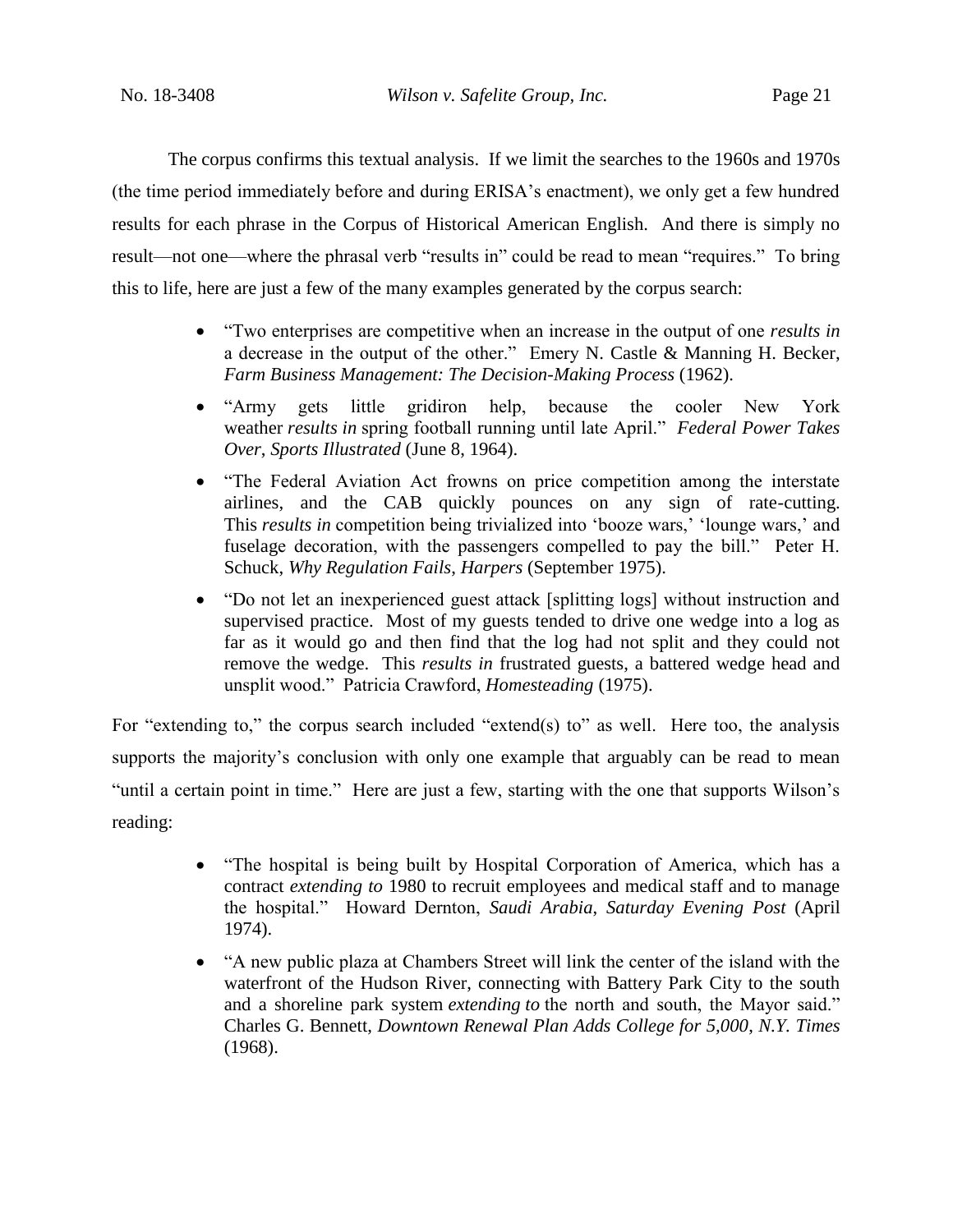The corpus confirms this textual analysis. If we limit the searches to the 1960s and 1970s (the time period immediately before and during ERISA's enactment), we only get a few hundred results for each phrase in the Corpus of Historical American English. And there is simply no result—not one—where the phrasal verb "results in" could be read to mean "requires." To bring this to life, here are just a few of the many examples generated by the corpus search:

- "Two enterprises are competitive when an increase in the output of one *results in* a decrease in the output of the other." Emery N. Castle & Manning H. Becker, *Farm Business Management: The Decision-Making Process* (1962).
- "Army gets little gridiron help, because the cooler New York weather *results in* spring football running until late April." *Federal Power Takes Over*, *Sports Illustrated* (June 8, 1964).
- "The Federal Aviation Act frowns on price competition among the interstate airlines, and the CAB quickly pounces on any sign of rate-cutting. This *results in* competition being trivialized into 'booze wars,' 'lounge wars,' and fuselage decoration, with the passengers compelled to pay the bill." Peter H. Schuck, *Why Regulation Fails*, *Harpers* (September 1975).
- "Do not let an inexperienced guest attack [splitting logs] without instruction and supervised practice. Most of my guests tended to drive one wedge into a log as far as it would go and then find that the log had not split and they could not remove the wedge. This *results in* frustrated guests, a battered wedge head and unsplit wood." Patricia Crawford, *Homesteading* (1975).

For "extending to," the corpus search included "extend(s) to" as well. Here too, the analysis supports the majority's conclusion with only one example that arguably can be read to mean "until a certain point in time." Here are just a few, starting with the one that supports Wilson's reading:

- "The hospital is being built by Hospital Corporation of America, which has a contract *extending to* 1980 to recruit employees and medical staff and to manage the hospital." Howard Dernton, *Saudi Arabia*, *Saturday Evening Post* (April 1974).
- "A new public plaza at Chambers Street will link the center of the island with the waterfront of the Hudson River, connecting with Battery Park City to the south and a shoreline park system *extending to* the north and south, the Mayor said." Charles G. Bennett, *Downtown Renewal Plan Adds College for 5,000*, *N.Y. Times* (1968).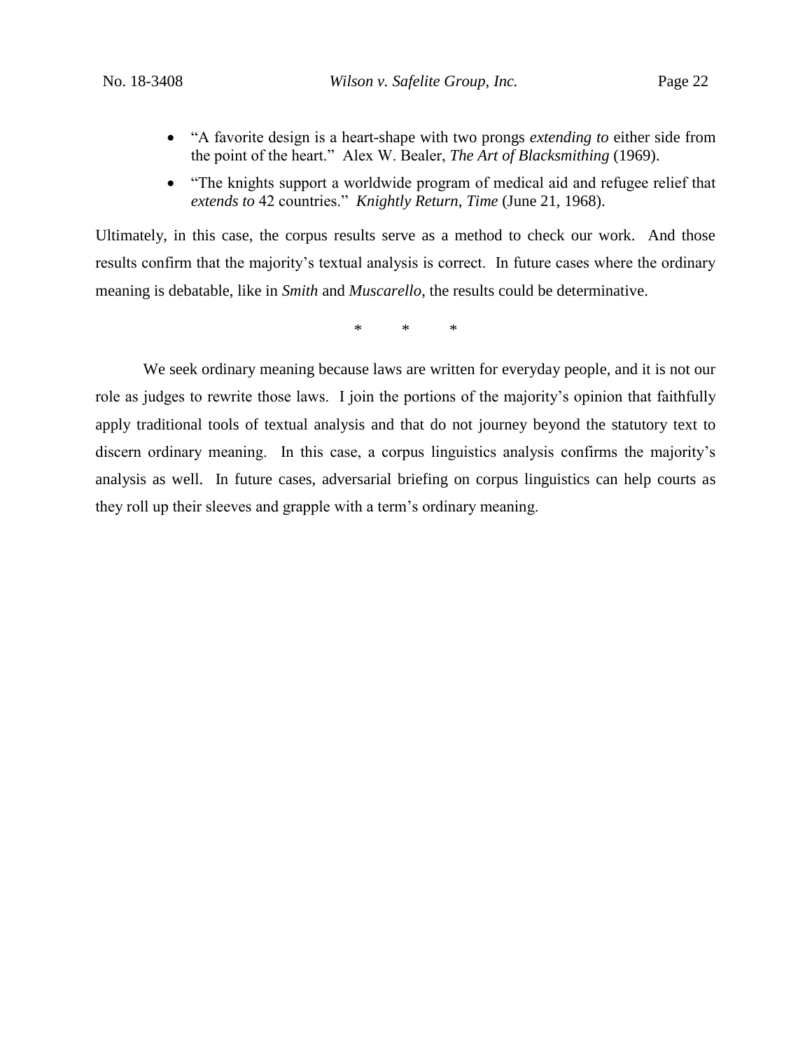- "A favorite design is a heart-shape with two prongs *extending to* either side from the point of the heart." Alex W. Bealer, *The Art of Blacksmithing* (1969).
- "The knights support a worldwide program of medical aid and refugee relief that *extends to* 42 countries." *Knightly Return*, *Time* (June 21, 1968).

Ultimately, in this case, the corpus results serve as a method to check our work. And those results confirm that the majority's textual analysis is correct. In future cases where the ordinary meaning is debatable, like in *Smith* and *Muscarello*, the results could be determinative.

\* \* \*

We seek ordinary meaning because laws are written for everyday people, and it is not our role as judges to rewrite those laws. I join the portions of the majority's opinion that faithfully apply traditional tools of textual analysis and that do not journey beyond the statutory text to discern ordinary meaning. In this case, a corpus linguistics analysis confirms the majority's analysis as well. In future cases, adversarial briefing on corpus linguistics can help courts as they roll up their sleeves and grapple with a term's ordinary meaning.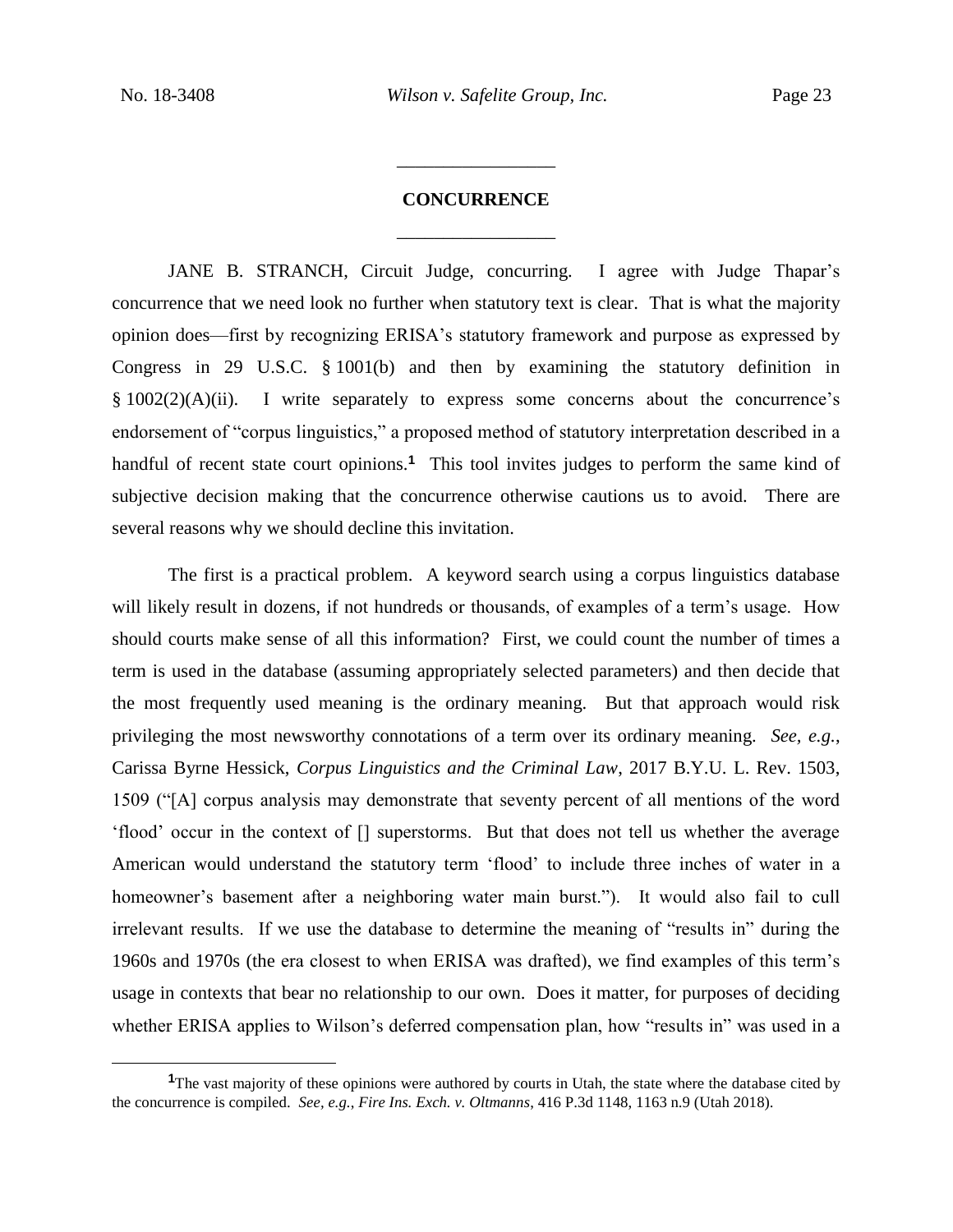## CONCURRENCE

JANE B. STRANCH, Circuit Judge, concurring. I agree with Judge Thapar's concurrence that we need look no further when statutory text is clear. That is what the majority opinion does—first by recognizing ERISA's statutory framework and purpose as expressed by Congress in 29 U.S.C. § 1001(b) and then by examining the statutory definition in § 1002(2)(A)(ii). I write separately to express some concerns about the concurrence's endorsement of "corpus linguistics," a proposed method of statutory interpretation described in a handful of recent state court opinions.[1] This tool invites judges to perform the same kind of subjective decision making that the concurrence otherwise cautions us to avoid. There are several reasons why we should decline this invitation.

The first is a practical problem. A keyword search using a corpus linguistics database will likely result in dozens, if not hundreds or thousands, of examples of a term's usage. How should courts make sense of all this information? First, we could count the number of times a term is used in the database (assuming appropriately selected parameters) and then decide that the most frequently used meaning is the ordinary meaning. But that approach would risk privileging the most newsworthy connotations of a term over its ordinary meaning. *See, e.g.*, Carissa Byrne Hessick, *Corpus Linguistics and the Criminal Law*, 2017 B.Y.U. L. Rev. 1503, 1509 ("[A] corpus analysis may demonstrate that seventy percent of all mentions of the word 'flood' occur in the context of [] superstorms. But that does not tell us whether the average American would understand the statutory term 'flood' to include three inches of water in a homeowner's basement after a neighboring water main burst."). It would also fail to cull irrelevant results. If we use the database to determine the meaning of "results in" during the 1960s and 1970s (the era closest to when ERISA was drafted), we find examples of this term's usage in contexts that bear no relationship to our own. Does it matter, for purposes of deciding whether ERISA applies to Wilson's deferred compensation plan, how "results in" was used in a

---

[1] The vast majority of these opinions were authored by courts in Utah, the state where the database cited by the concurrence is compiled. *See, e.g.*, *Fire Ins. Exch. v. Oltmanns*, 416 P.3d 1148, 1163 n.9 (Utah 2018).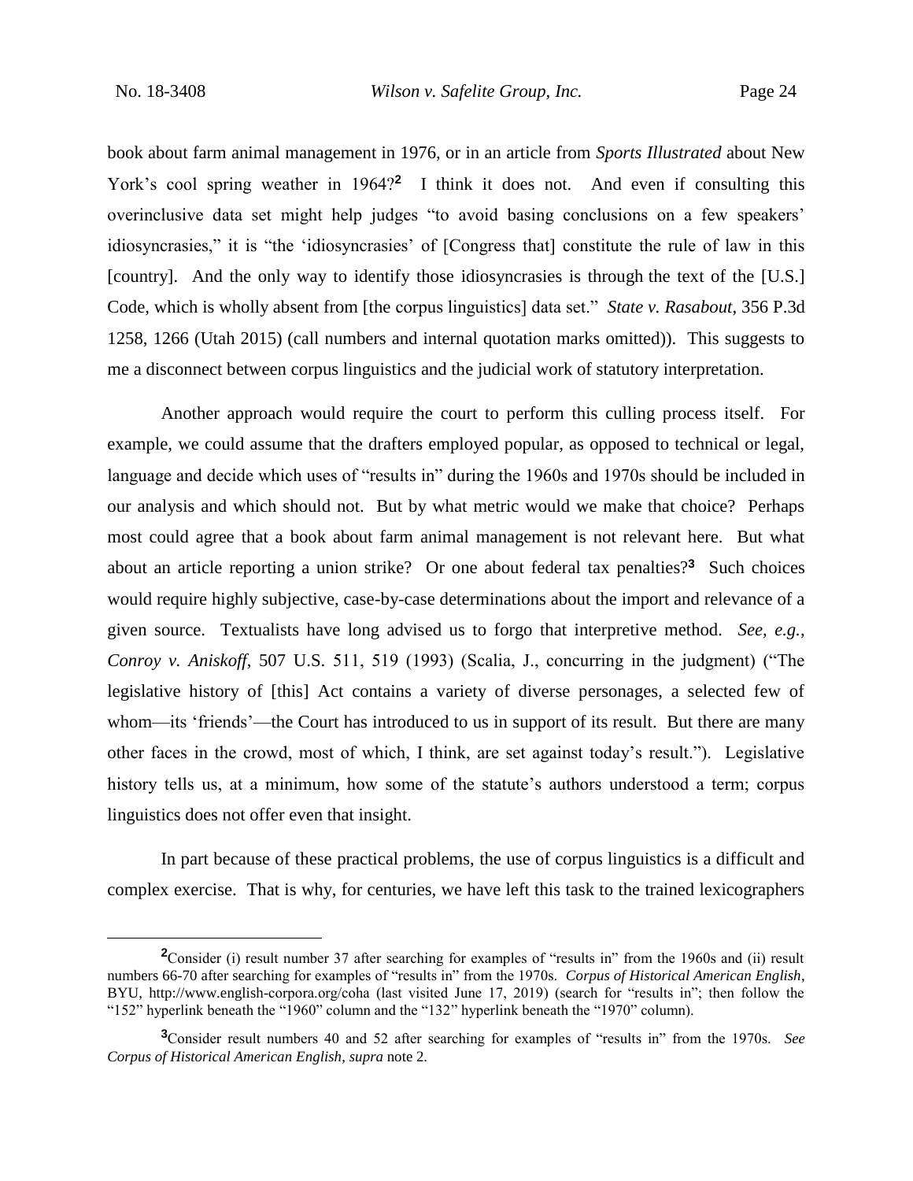book about farm animal management in 1976, or in an article from *Sports Illustrated* about New York's cool spring weather in 1964?[2] I think it does not. And even if consulting this overinclusive data set might help judges "to avoid basing conclusions on a few speakers' idiosyncrasies," it is "the 'idiosyncrasies' of [Congress that] constitute the rule of law in this [country]. And the only way to identify those idiosyncrasies is through the text of the [U.S.] Code, which is wholly absent from [the corpus linguistics] data set." *State v. Rasabout*, 356 P.3d 1258, 1266 (Utah 2015) (call numbers and internal quotation marks omitted)). This suggests to me a disconnect between corpus linguistics and the judicial work of statutory interpretation.

Another approach would require the court to perform this culling process itself. For example, we could assume that the drafters employed popular, as opposed to technical or legal, language and decide which uses of "results in" during the 1960s and 1970s should be included in our analysis and which should not. But by what metric would we make that choice? Perhaps most could agree that a book about farm animal management is not relevant here. But what about an article reporting a union strike? Or one about federal tax penalties?[3] Such choices would require highly subjective, case-by-case determinations about the import and relevance of a given source. Textualists have long advised us to forgo that interpretive method. *See, e.g.*, *Conroy v. Aniskoff*, 507 U.S. 511, 519 (1993) (Scalia, J., concurring in the judgment) ("The legislative history of [this] Act contains a variety of diverse personages, a selected few of whom—its 'friends'—the Court has introduced to us in support of its result. But there are many other faces in the crowd, most of which, I think, are set against today's result."). Legislative history tells us, at a minimum, how some of the statute's authors understood a term; corpus linguistics does not offer even that insight.

In part because of these practical problems, the use of corpus linguistics is a difficult and complex exercise. That is why, for centuries, we have left this task to the trained lexicographers

---

[2] Consider (i) result number 37 after searching for examples of "results in" from the 1960s and (ii) result numbers 66-70 after searching for examples of "results in" from the 1970s. *Corpus of Historical American English*, BYU, http://www.english-corpora.org/coha (last visited June 17, 2019) (search for "results in"; then follow the "152" hyperlink beneath the "1960" column and the "132" hyperlink beneath the "1970" column).

[3] Consider result numbers 40 and 52 after searching for examples of "results in" from the 1970s. *See Corpus of Historical American English*, *supra* note 2.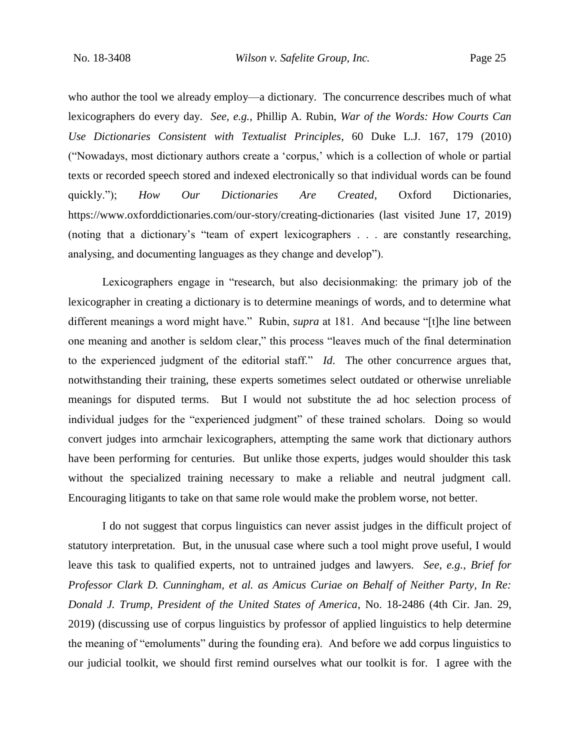who author the tool we already employ—a dictionary. The concurrence describes much of what lexicographers do every day. *See, e.g.*, Phillip A. Rubin, *War of the Words: How Courts Can Use Dictionaries Consistent with Textualist Principles*, 60 Duke L.J. 167, 179 (2010) ("Nowadays, most dictionary authors create a 'corpus,' which is a collection of whole or partial texts or recorded speech stored and indexed electronically so that individual words can be found quickly."); *How Our Dictionaries Are Created*, Oxford Dictionaries, https://www.oxforddictionaries.com/our-story/creating-dictionaries (last visited June 17, 2019) (noting that a dictionary's "team of expert lexicographers . . . are constantly researching, analysing, and documenting languages as they change and develop").

Lexicographers engage in "research, but also decisionmaking: the primary job of the lexicographer in creating a dictionary is to determine meanings of words, and to determine what different meanings a word might have." Rubin, *supra* at 181. And because "[t]he line between one meaning and another is seldom clear," this process "leaves much of the final determination to the experienced judgment of the editorial staff." *Id*. The other concurrence argues that, notwithstanding their training, these experts sometimes select outdated or otherwise unreliable meanings for disputed terms. But I would not substitute the ad hoc selection process of individual judges for the "experienced judgment" of these trained scholars. Doing so would convert judges into armchair lexicographers, attempting the same work that dictionary authors have been performing for centuries. But unlike those experts, judges would shoulder this task without the specialized training necessary to make a reliable and neutral judgment call. Encouraging litigants to take on that same role would make the problem worse, not better.

I do not suggest that corpus linguistics can never assist judges in the difficult project of statutory interpretation. But, in the unusual case where such a tool might prove useful, I would leave this task to qualified experts, not to untrained judges and lawyers. *See, e.g.*, *Brief for Professor Clark D. Cunningham, et al. as Amicus Curiae on Behalf of Neither Party, In Re: Donald J. Trump, President of the United States of America*, No. 18-2486 (4th Cir. Jan. 29, 2019) (discussing use of corpus linguistics by professor of applied linguistics to help determine the meaning of "emoluments" during the founding era). And before we add corpus linguistics to our judicial toolkit, we should first remind ourselves what our toolkit is for. I agree with the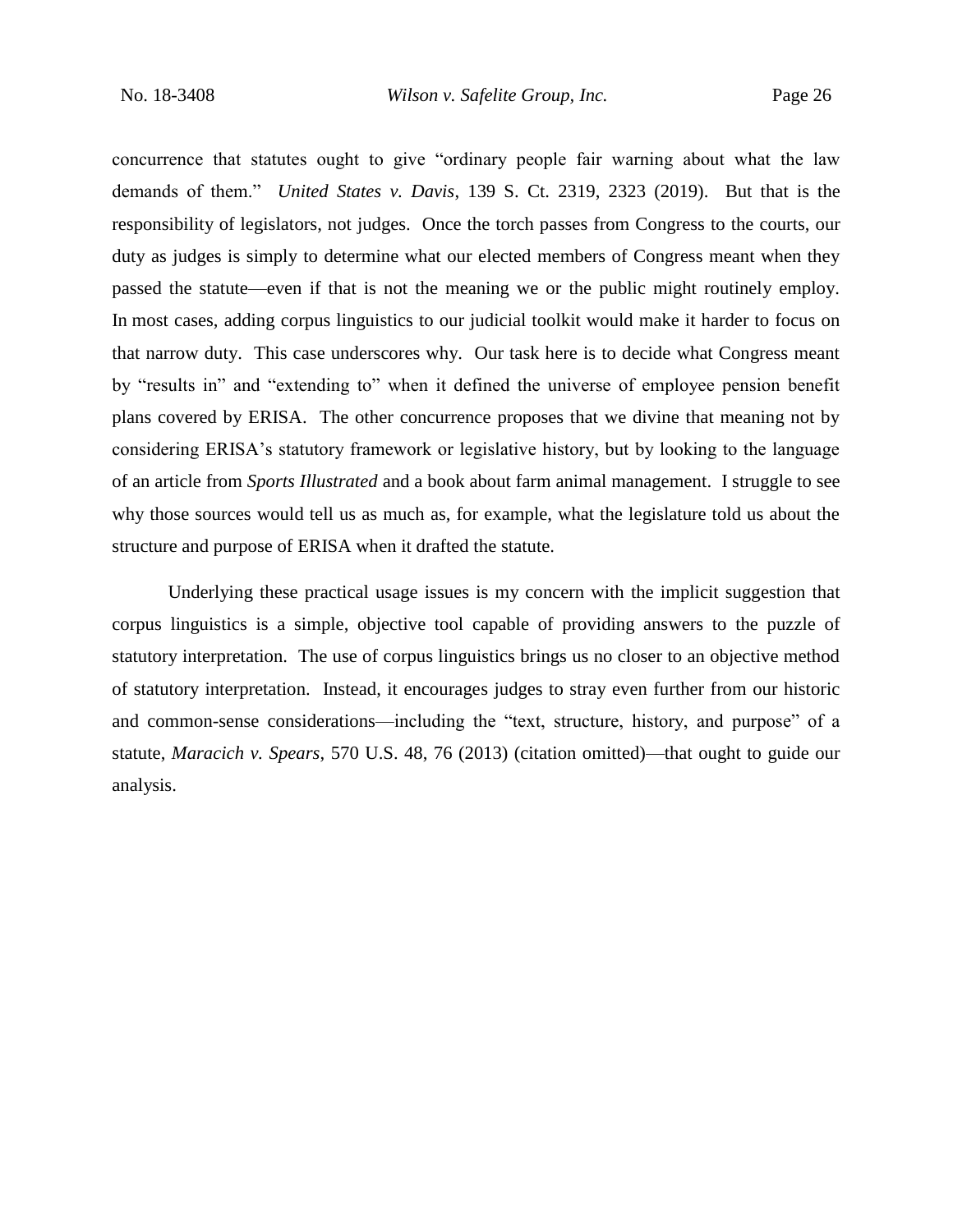concurrence that statutes ought to give "ordinary people fair warning about what the law demands of them." *United States v. Davis*, 139 S. Ct. 2319, 2323 (2019). But that is the responsibility of legislators, not judges. Once the torch passes from Congress to the courts, our duty as judges is simply to determine what our elected members of Congress meant when they passed the statute—even if that is not the meaning we or the public might routinely employ. In most cases, adding corpus linguistics to our judicial toolkit would make it harder to focus on that narrow duty. This case underscores why. Our task here is to decide what Congress meant by "results in" and "extending to" when it defined the universe of employee pension benefit plans covered by ERISA. The other concurrence proposes that we divine that meaning not by considering ERISA's statutory framework or legislative history, but by looking to the language of an article from *Sports Illustrated* and a book about farm animal management. I struggle to see why those sources would tell us as much as, for example, what the legislature told us about the structure and purpose of ERISA when it drafted the statute.

Underlying these practical usage issues is my concern with the implicit suggestion that corpus linguistics is a simple, objective tool capable of providing answers to the puzzle of statutory interpretation. The use of corpus linguistics brings us no closer to an objective method of statutory interpretation. Instead, it encourages judges to stray even further from our historic and common-sense considerations—including the "text, structure, history, and purpose" of a statute, *Maracich v. Spears*, 570 U.S. 48, 76 (2013) (citation omitted)—that ought to guide our analysis.